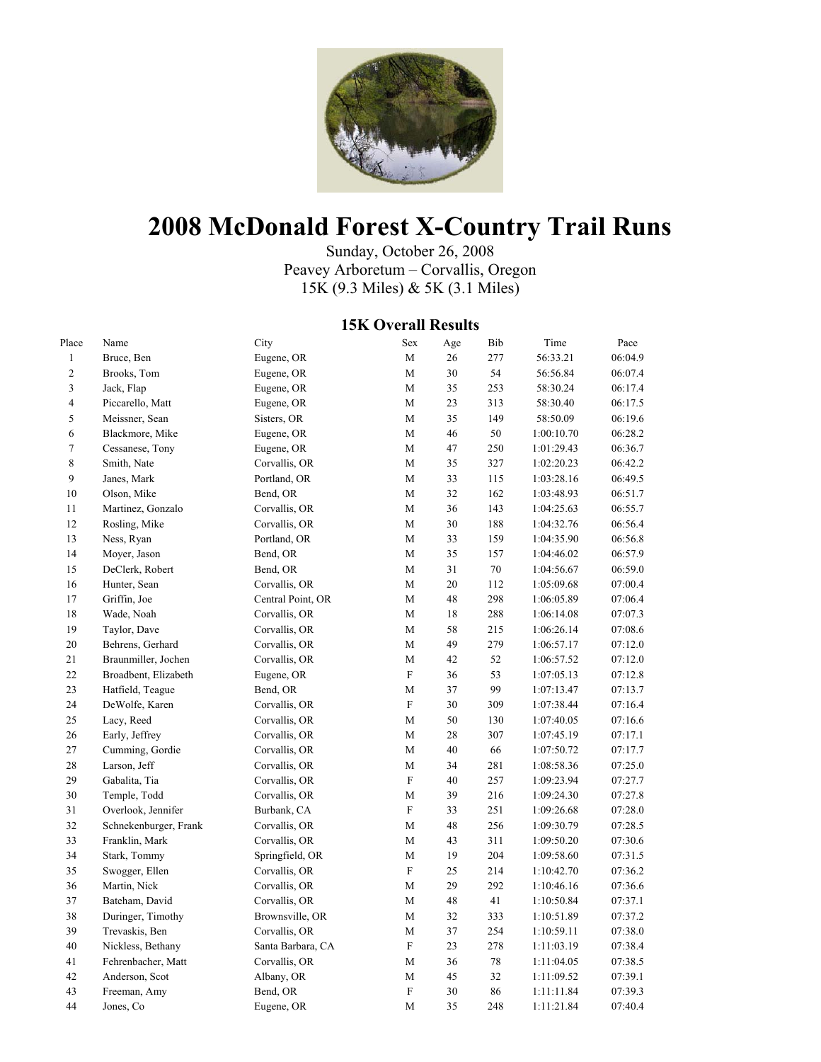# 2008 McDonald Forest X-Country Trail Runs

Sunday, October 26, 2008
Peavey Arboretum – Corvallis, Oregon
15K (9.3 Miles) & 5K (3.1 Miles)

## 15K Overall Results

| Place | Name | City | Sex | Age | Bib | Time | Pace |
|---|---|---|---|---|---|---|---|
| 1 | Bruce, Ben | Eugene, OR | M | 26 | 277 | 56:33.21 | 06:04.9 |
| 2 | Brooks, Tom | Eugene, OR | M | 30 | 54 | 56:56.84 | 06:07.4 |
| 3 | Jack, Flap | Eugene, OR | M | 35 | 253 | 58:30.24 | 06:17.4 |
| 4 | Piccarello, Matt | Eugene, OR | M | 23 | 313 | 58:30.40 | 06:17.5 |
| 5 | Meissner, Sean | Sisters, OR | M | 35 | 149 | 58:50.09 | 06:19.6 |
| 6 | Blackmore, Mike | Eugene, OR | M | 46 | 50 | 1:00:10.70 | 06:28.2 |
| 7 | Cessanese, Tony | Eugene, OR | M | 47 | 250 | 1:01:29.43 | 06:36.7 |
| 8 | Smith, Nate | Corvallis, OR | M | 35 | 327 | 1:02:20.23 | 06:42.2 |
| 9 | Janes, Mark | Portland, OR | M | 33 | 115 | 1:03:28.16 | 06:49.5 |
| 10 | Olson, Mike | Bend, OR | M | 32 | 162 | 1:03:48.93 | 06:51.7 |
| 11 | Martinez, Gonzalo | Corvallis, OR | M | 36 | 143 | 1:04:25.63 | 06:55.7 |
| 12 | Rosling, Mike | Corvallis, OR | M | 30 | 188 | 1:04:32.76 | 06:56.4 |
| 13 | Ness, Ryan | Portland, OR | M | 33 | 159 | 1:04:35.90 | 06:56.8 |
| 14 | Moyer, Jason | Bend, OR | M | 35 | 157 | 1:04:46.02 | 06:57.9 |
| 15 | DeClerk, Robert | Bend, OR | M | 31 | 70 | 1:04:56.67 | 06:59.0 |
| 16 | Hunter, Sean | Corvallis, OR | M | 20 | 112 | 1:05:09.68 | 07:00.4 |
| 17 | Griffin, Joe | Central Point, OR | M | 48 | 298 | 1:06:05.89 | 07:06.4 |
| 18 | Wade, Noah | Corvallis, OR | M | 18 | 288 | 1:06:14.08 | 07:07.3 |
| 19 | Taylor, Dave | Corvallis, OR | M | 58 | 215 | 1:06:26.14 | 07:08.6 |
| 20 | Behrens, Gerhard | Corvallis, OR | M | 49 | 279 | 1:06:57.17 | 07:12.0 |
| 21 | Braunmiller, Jochen | Corvallis, OR | M | 42 | 52 | 1:06:57.52 | 07:12.0 |
| 22 | Broadbent, Elizabeth | Eugene, OR | F | 36 | 53 | 1:07:05.13 | 07:12.8 |
| 23 | Hatfield, Teague | Bend, OR | M | 37 | 99 | 1:07:13.47 | 07:13.7 |
| 24 | DeWolfe, Karen | Corvallis, OR | F | 30 | 309 | 1:07:38.44 | 07:16.4 |
| 25 | Lacy, Reed | Corvallis, OR | M | 50 | 130 | 1:07:40.05 | 07:16.6 |
| 26 | Early, Jeffrey | Corvallis, OR | M | 28 | 307 | 1:07:45.19 | 07:17.1 |
| 27 | Cumming, Gordie | Corvallis, OR | M | 40 | 66 | 1:07:50.72 | 07:17.7 |
| 28 | Larson, Jeff | Corvallis, OR | M | 34 | 281 | 1:08:58.36 | 07:25.0 |
| 29 | Gabalita, Tia | Corvallis, OR | F | 40 | 257 | 1:09:23.94 | 07:27.7 |
| 30 | Temple, Todd | Corvallis, OR | M | 39 | 216 | 1:09:24.30 | 07:27.8 |
| 31 | Overlook, Jennifer | Burbank, CA | F | 33 | 251 | 1:09:26.68 | 07:28.0 |
| 32 | Schnekenburger, Frank | Corvallis, OR | M | 48 | 256 | 1:09:30.79 | 07:28.5 |
| 33 | Franklin, Mark | Corvallis, OR | M | 43 | 311 | 1:09:50.20 | 07:30.6 |
| 34 | Stark, Tommy | Springfield, OR | M | 19 | 204 | 1:09:58.60 | 07:31.5 |
| 35 | Swogger, Ellen | Corvallis, OR | F | 25 | 214 | 1:10:42.70 | 07:36.2 |
| 36 | Martin, Nick | Corvallis, OR | M | 29 | 292 | 1:10:46.16 | 07:36.6 |
| 37 | Bateham, David | Corvallis, OR | M | 48 | 41 | 1:10:50.84 | 07:37.1 |
| 38 | Duringer, Timothy | Brownsville, OR | M | 32 | 333 | 1:10:51.89 | 07:37.2 |
| 39 | Trevaskis, Ben | Corvallis, OR | M | 37 | 254 | 1:10:59.11 | 07:38.0 |
| 40 | Nickless, Bethany | Santa Barbara, CA | F | 23 | 278 | 1:11:03.19 | 07:38.4 |
| 41 | Fehrenbacher, Matt | Corvallis, OR | M | 36 | 78 | 1:11:04.05 | 07:38.5 |
| 42 | Anderson, Scot | Albany, OR | M | 45 | 32 | 1:11:09.52 | 07:39.1 |
| 43 | Freeman, Amy | Bend, OR | F | 30 | 86 | 1:11:11.84 | 07:39.3 |
| 44 | Jones, Co | Eugene, OR | M | 35 | 248 | 1:11:21.84 | 07:40.4 |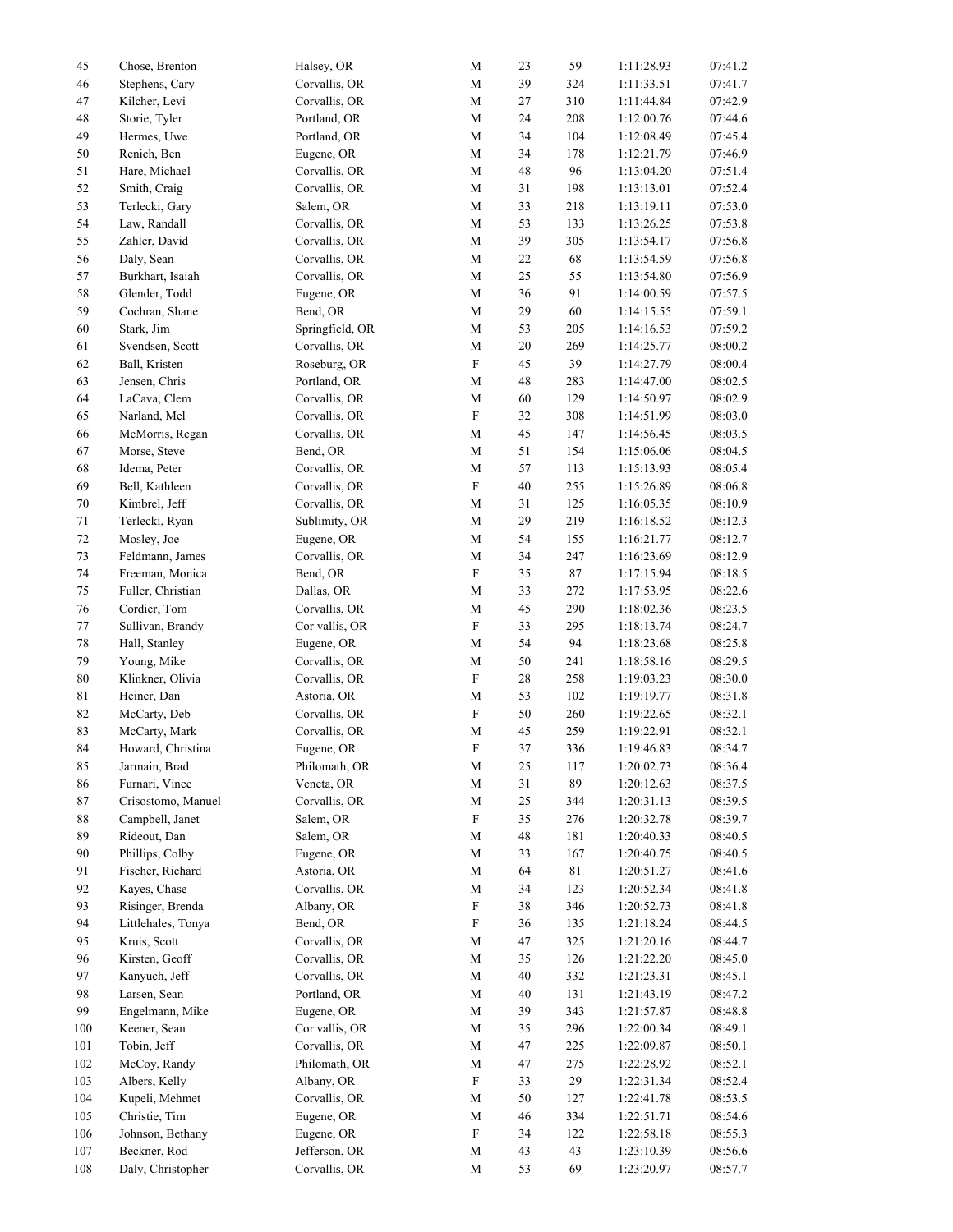| | | | | | | | |
|---|---|---|---|---|---|---|---|
| 45 | Chose, Brenton | Halsey, OR | M | 23 | 59 | 1:11:28.93 | 07:41.2 |
| 46 | Stephens, Cary | Corvallis, OR | M | 39 | 324 | 1:11:33.51 | 07:41.7 |
| 47 | Kilcher, Levi | Corvallis, OR | M | 27 | 310 | 1:11:44.84 | 07:42.9 |
| 48 | Storie, Tyler | Portland, OR | M | 24 | 208 | 1:12:00.76 | 07:44.6 |
| 49 | Hermes, Uwe | Portland, OR | M | 34 | 104 | 1:12:08.49 | 07:45.4 |
| 50 | Renich, Ben | Eugene, OR | M | 34 | 178 | 1:12:21.79 | 07:46.9 |
| 51 | Hare, Michael | Corvallis, OR | M | 48 | 96 | 1:13:04.20 | 07:51.4 |
| 52 | Smith, Craig | Corvallis, OR | M | 31 | 198 | 1:13:13.01 | 07:52.4 |
| 53 | Terlecki, Gary | Salem, OR | M | 33 | 218 | 1:13:19.11 | 07:53.0 |
| 54 | Law, Randall | Corvallis, OR | M | 53 | 133 | 1:13:26.25 | 07:53.8 |
| 55 | Zahler, David | Corvallis, OR | M | 39 | 305 | 1:13:54.17 | 07:56.8 |
| 56 | Daly, Sean | Corvallis, OR | M | 22 | 68 | 1:13:54.59 | 07:56.8 |
| 57 | Burkhart, Isaiah | Corvallis, OR | M | 25 | 55 | 1:13:54.80 | 07:56.9 |
| 58 | Glender, Todd | Eugene, OR | M | 36 | 91 | 1:14:00.59 | 07:57.5 |
| 59 | Cochran, Shane | Bend, OR | M | 29 | 60 | 1:14:15.55 | 07:59.1 |
| 60 | Stark, Jim | Springfield, OR | M | 53 | 205 | 1:14:16.53 | 07:59.2 |
| 61 | Svendsen, Scott | Corvallis, OR | M | 20 | 269 | 1:14:25.77 | 08:00.2 |
| 62 | Ball, Kristen | Roseburg, OR | F | 45 | 39 | 1:14:27.79 | 08:00.4 |
| 63 | Jensen, Chris | Portland, OR | M | 48 | 283 | 1:14:47.00 | 08:02.5 |
| 64 | LaCava, Clem | Corvallis, OR | M | 60 | 129 | 1:14:50.97 | 08:02.9 |
| 65 | Narland, Mel | Corvallis, OR | F | 32 | 308 | 1:14:51.99 | 08:03.0 |
| 66 | McMorris, Regan | Corvallis, OR | M | 45 | 147 | 1:14:56.45 | 08:03.5 |
| 67 | Morse, Steve | Bend, OR | M | 51 | 154 | 1:15:06.06 | 08:04.5 |
| 68 | Idema, Peter | Corvallis, OR | M | 57 | 113 | 1:15:13.93 | 08:05.4 |
| 69 | Bell, Kathleen | Corvallis, OR | F | 40 | 255 | 1:15:26.89 | 08:06.8 |
| 70 | Kimbrel, Jeff | Corvallis, OR | M | 31 | 125 | 1:16:05.35 | 08:10.9 |
| 71 | Terlecki, Ryan | Sublimity, OR | M | 29 | 219 | 1:16:18.52 | 08:12.3 |
| 72 | Mosley, Joe | Eugene, OR | M | 54 | 155 | 1:16:21.77 | 08:12.7 |
| 73 | Feldmann, James | Corvallis, OR | M | 34 | 247 | 1:16:23.69 | 08:12.9 |
| 74 | Freeman, Monica | Bend, OR | F | 35 | 87 | 1:17:15.94 | 08:18.5 |
| 75 | Fuller, Christian | Dallas, OR | M | 33 | 272 | 1:17:53.95 | 08:22.6 |
| 76 | Cordier, Tom | Corvallis, OR | M | 45 | 290 | 1:18:02.36 | 08:23.5 |
| 77 | Sullivan, Brandy | Cor vallis, OR | F | 33 | 295 | 1:18:13.74 | 08:24.7 |
| 78 | Hall, Stanley | Eugene, OR | M | 54 | 94 | 1:18:23.68 | 08:25.8 |
| 79 | Young, Mike | Corvallis, OR | M | 50 | 241 | 1:18:58.16 | 08:29.5 |
| 80 | Klinkner, Olivia | Corvallis, OR | F | 28 | 258 | 1:19:03.23 | 08:30.0 |
| 81 | Heiner, Dan | Astoria, OR | M | 53 | 102 | 1:19:19.77 | 08:31.8 |
| 82 | McCarty, Deb | Corvallis, OR | F | 50 | 260 | 1:19:22.65 | 08:32.1 |
| 83 | McCarty, Mark | Corvallis, OR | M | 45 | 259 | 1:19:22.91 | 08:32.1 |
| 84 | Howard, Christina | Eugene, OR | F | 37 | 336 | 1:19:46.83 | 08:34.7 |
| 85 | Jarmain, Brad | Philomath, OR | M | 25 | 117 | 1:20:02.73 | 08:36.4 |
| 86 | Furnari, Vince | Veneta, OR | M | 31 | 89 | 1:20:12.63 | 08:37.5 |
| 87 | Crisostomo, Manuel | Corvallis, OR | M | 25 | 344 | 1:20:31.13 | 08:39.5 |
| 88 | Campbell, Janet | Salem, OR | F | 35 | 276 | 1:20:32.78 | 08:39.7 |
| 89 | Rideout, Dan | Salem, OR | M | 48 | 181 | 1:20:40.33 | 08:40.5 |
| 90 | Phillips, Colby | Eugene, OR | M | 33 | 167 | 1:20:40.75 | 08:40.5 |
| 91 | Fischer, Richard | Astoria, OR | M | 64 | 81 | 1:20:51.27 | 08:41.6 |
| 92 | Kayes, Chase | Corvallis, OR | M | 34 | 123 | 1:20:52.34 | 08:41.8 |
| 93 | Risinger, Brenda | Albany, OR | F | 38 | 346 | 1:20:52.73 | 08:41.8 |
| 94 | Littlehales, Tonya | Bend, OR | F | 36 | 135 | 1:21:18.24 | 08:44.5 |
| 95 | Kruis, Scott | Corvallis, OR | M | 47 | 325 | 1:21:20.16 | 08:44.7 |
| 96 | Kirsten, Geoff | Corvallis, OR | M | 35 | 126 | 1:21:22.20 | 08:45.0 |
| 97 | Kanyuch, Jeff | Corvallis, OR | M | 40 | 332 | 1:21:23.31 | 08:45.1 |
| 98 | Larsen, Sean | Portland, OR | M | 40 | 131 | 1:21:43.19 | 08:47.2 |
| 99 | Engelmann, Mike | Eugene, OR | M | 39 | 343 | 1:21:57.87 | 08:48.8 |
| 100 | Keener, Sean | Cor vallis, OR | M | 35 | 296 | 1:22:00.34 | 08:49.1 |
| 101 | Tobin, Jeff | Corvallis, OR | M | 47 | 225 | 1:22:09.87 | 08:50.1 |
| 102 | McCoy, Randy | Philomath, OR | M | 47 | 275 | 1:22:28.92 | 08:52.1 |
| 103 | Albers, Kelly | Albany, OR | F | 33 | 29 | 1:22:31.34 | 08:52.4 |
| 104 | Kupeli, Mehmet | Corvallis, OR | M | 50 | 127 | 1:22:41.78 | 08:53.5 |
| 105 | Christie, Tim | Eugene, OR | M | 46 | 334 | 1:22:51.71 | 08:54.6 |
| 106 | Johnson, Bethany | Eugene, OR | F | 34 | 122 | 1:22:58.18 | 08:55.3 |
| 107 | Beckner, Rod | Jefferson, OR | M | 43 | 43 | 1:23:10.39 | 08:56.6 |
| 108 | Daly, Christopher | Corvallis, OR | M | 53 | 69 | 1:23:20.97 | 08:57.7 |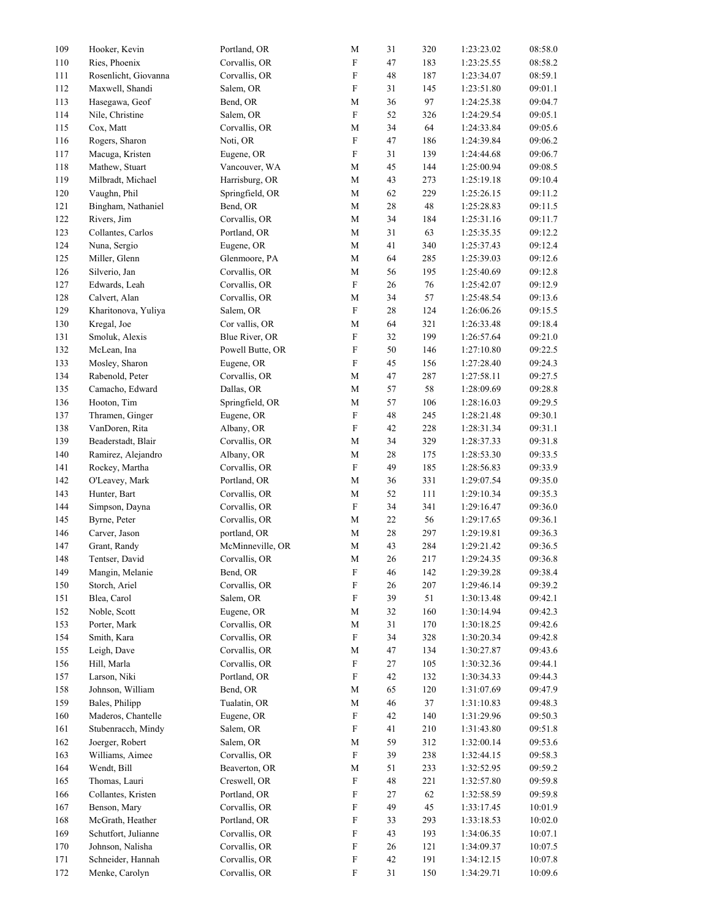| | | | | | | | |
|---|---|---|---|---|---|---|---|
| 109 | Hooker, Kevin | Portland, OR | M | 31 | 320 | 1:23:23.02 | 08:58.0 |
| 110 | Ries, Phoenix | Corvallis, OR | F | 47 | 183 | 1:23:25.55 | 08:58.2 |
| 111 | Rosenlicht, Giovanna | Corvallis, OR | F | 48 | 187 | 1:23:34.07 | 08:59.1 |
| 112 | Maxwell, Shandi | Salem, OR | F | 31 | 145 | 1:23:51.80 | 09:01.1 |
| 113 | Hasegawa, Geof | Bend, OR | M | 36 | 97 | 1:24:25.38 | 09:04.7 |
| 114 | Nile, Christine | Salem, OR | F | 52 | 326 | 1:24:29.54 | 09:05.1 |
| 115 | Cox, Matt | Corvallis, OR | M | 34 | 64 | 1:24:33.84 | 09:05.6 |
| 116 | Rogers, Sharon | Noti, OR | F | 47 | 186 | 1:24:39.84 | 09:06.2 |
| 117 | Macuga, Kristen | Eugene, OR | F | 31 | 139 | 1:24:44.68 | 09:06.7 |
| 118 | Mathew, Stuart | Vancouver, WA | M | 45 | 144 | 1:25:00.94 | 09:08.5 |
| 119 | Milbradt, Michael | Harrisburg, OR | M | 43 | 273 | 1:25:19.18 | 09:10.4 |
| 120 | Vaughn, Phil | Springfield, OR | M | 62 | 229 | 1:25:26.15 | 09:11.2 |
| 121 | Bingham, Nathaniel | Bend, OR | M | 28 | 48 | 1:25:28.83 | 09:11.5 |
| 122 | Rivers, Jim | Corvallis, OR | M | 34 | 184 | 1:25:31.16 | 09:11.7 |
| 123 | Collantes, Carlos | Portland, OR | M | 31 | 63 | 1:25:35.35 | 09:12.2 |
| 124 | Nuna, Sergio | Eugene, OR | M | 41 | 340 | 1:25:37.43 | 09:12.4 |
| 125 | Miller, Glenn | Glenmoore, PA | M | 64 | 285 | 1:25:39.03 | 09:12.6 |
| 126 | Silverio, Jan | Corvallis, OR | M | 56 | 195 | 1:25:40.69 | 09:12.8 |
| 127 | Edwards, Leah | Corvallis, OR | F | 26 | 76 | 1:25:42.07 | 09:12.9 |
| 128 | Calvert, Alan | Corvallis, OR | M | 34 | 57 | 1:25:48.54 | 09:13.6 |
| 129 | Kharitonova, Yuliya | Salem, OR | F | 28 | 124 | 1:26:06.26 | 09:15.5 |
| 130 | Kregal, Joe | Cor vallis, OR | M | 64 | 321 | 1:26:33.48 | 09:18.4 |
| 131 | Smoluk, Alexis | Blue River, OR | F | 32 | 199 | 1:26:57.64 | 09:21.0 |
| 132 | McLean, Ina | Powell Butte, OR | F | 50 | 146 | 1:27:10.80 | 09:22.5 |
| 133 | Mosley, Sharon | Eugene, OR | F | 45 | 156 | 1:27:28.40 | 09:24.3 |
| 134 | Rabenold, Peter | Corvallis, OR | M | 47 | 287 | 1:27:58.11 | 09:27.5 |
| 135 | Camacho, Edward | Dallas, OR | M | 57 | 58 | 1:28:09.69 | 09:28.8 |
| 136 | Hooton, Tim | Springfield, OR | M | 57 | 106 | 1:28:16.03 | 09:29.5 |
| 137 | Thramen, Ginger | Eugene, OR | F | 48 | 245 | 1:28:21.48 | 09:30.1 |
| 138 | VanDoren, Rita | Albany, OR | F | 42 | 228 | 1:28:31.34 | 09:31.1 |
| 139 | Beaderstadt, Blair | Corvallis, OR | M | 34 | 329 | 1:28:37.33 | 09:31.8 |
| 140 | Ramirez, Alejandro | Albany, OR | M | 28 | 175 | 1:28:53.30 | 09:33.5 |
| 141 | Rockey, Martha | Corvallis, OR | F | 49 | 185 | 1:28:56.83 | 09:33.9 |
| 142 | O'Leavey, Mark | Portland, OR | M | 36 | 331 | 1:29:07.54 | 09:35.0 |
| 143 | Hunter, Bart | Corvallis, OR | M | 52 | 111 | 1:29:10.34 | 09:35.3 |
| 144 | Simpson, Dayna | Corvallis, OR | F | 34 | 341 | 1:29:16.47 | 09:36.0 |
| 145 | Byrne, Peter | Corvallis, OR | M | 22 | 56 | 1:29:17.65 | 09:36.1 |
| 146 | Carver, Jason | portland, OR | M | 28 | 297 | 1:29:19.81 | 09:36.3 |
| 147 | Grant, Randy | McMinneville, OR | M | 43 | 284 | 1:29:21.42 | 09:36.5 |
| 148 | Tentser, David | Corvallis, OR | M | 26 | 217 | 1:29:24.35 | 09:36.8 |
| 149 | Mangin, Melanie | Bend, OR | F | 46 | 142 | 1:29:39.28 | 09:38.4 |
| 150 | Storch, Ariel | Corvallis, OR | F | 26 | 207 | 1:29:46.14 | 09:39.2 |
| 151 | Blea, Carol | Salem, OR | F | 39 | 51 | 1:30:13.48 | 09:42.1 |
| 152 | Noble, Scott | Eugene, OR | M | 32 | 160 | 1:30:14.94 | 09:42.3 |
| 153 | Porter, Mark | Corvallis, OR | M | 31 | 170 | 1:30:18.25 | 09:42.6 |
| 154 | Smith, Kara | Corvallis, OR | F | 34 | 328 | 1:30:20.34 | 09:42.8 |
| 155 | Leigh, Dave | Corvallis, OR | M | 47 | 134 | 1:30:27.87 | 09:43.6 |
| 156 | Hill, Marla | Corvallis, OR | F | 27 | 105 | 1:30:32.36 | 09:44.1 |
| 157 | Larson, Niki | Portland, OR | F | 42 | 132 | 1:30:34.33 | 09:44.3 |
| 158 | Johnson, William | Bend, OR | M | 65 | 120 | 1:31:07.69 | 09:47.9 |
| 159 | Bales, Philipp | Tualatin, OR | M | 46 | 37 | 1:31:10.83 | 09:48.3 |
| 160 | Maderos, Chantelle | Eugene, OR | F | 42 | 140 | 1:31:29.96 | 09:50.3 |
| 161 | Stubenracch, Mindy | Salem, OR | F | 41 | 210 | 1:31:43.80 | 09:51.8 |
| 162 | Joerger, Robert | Salem, OR | M | 59 | 312 | 1:32:00.14 | 09:53.6 |
| 163 | Williams, Aimee | Corvallis, OR | F | 39 | 238 | 1:32:44.15 | 09:58.3 |
| 164 | Wendt, Bill | Beaverton, OR | M | 51 | 233 | 1:32:52.95 | 09:59.2 |
| 165 | Thomas, Lauri | Creswell, OR | F | 48 | 221 | 1:32:57.80 | 09:59.8 |
| 166 | Collantes, Kristen | Portland, OR | F | 27 | 62 | 1:32:58.59 | 09:59.8 |
| 167 | Benson, Mary | Corvallis, OR | F | 49 | 45 | 1:33:17.45 | 10:01.9 |
| 168 | McGrath, Heather | Portland, OR | F | 33 | 293 | 1:33:18.53 | 10:02.0 |
| 169 | Schutfort, Julianne | Corvallis, OR | F | 43 | 193 | 1:34:06.35 | 10:07.1 |
| 170 | Johnson, Nalisha | Corvallis, OR | F | 26 | 121 | 1:34:09.37 | 10:07.5 |
| 171 | Schneider, Hannah | Corvallis, OR | F | 42 | 191 | 1:34:12.15 | 10:07.8 |
| 172 | Menke, Carolyn | Corvallis, OR | F | 31 | 150 | 1:34:29.71 | 10:09.6 |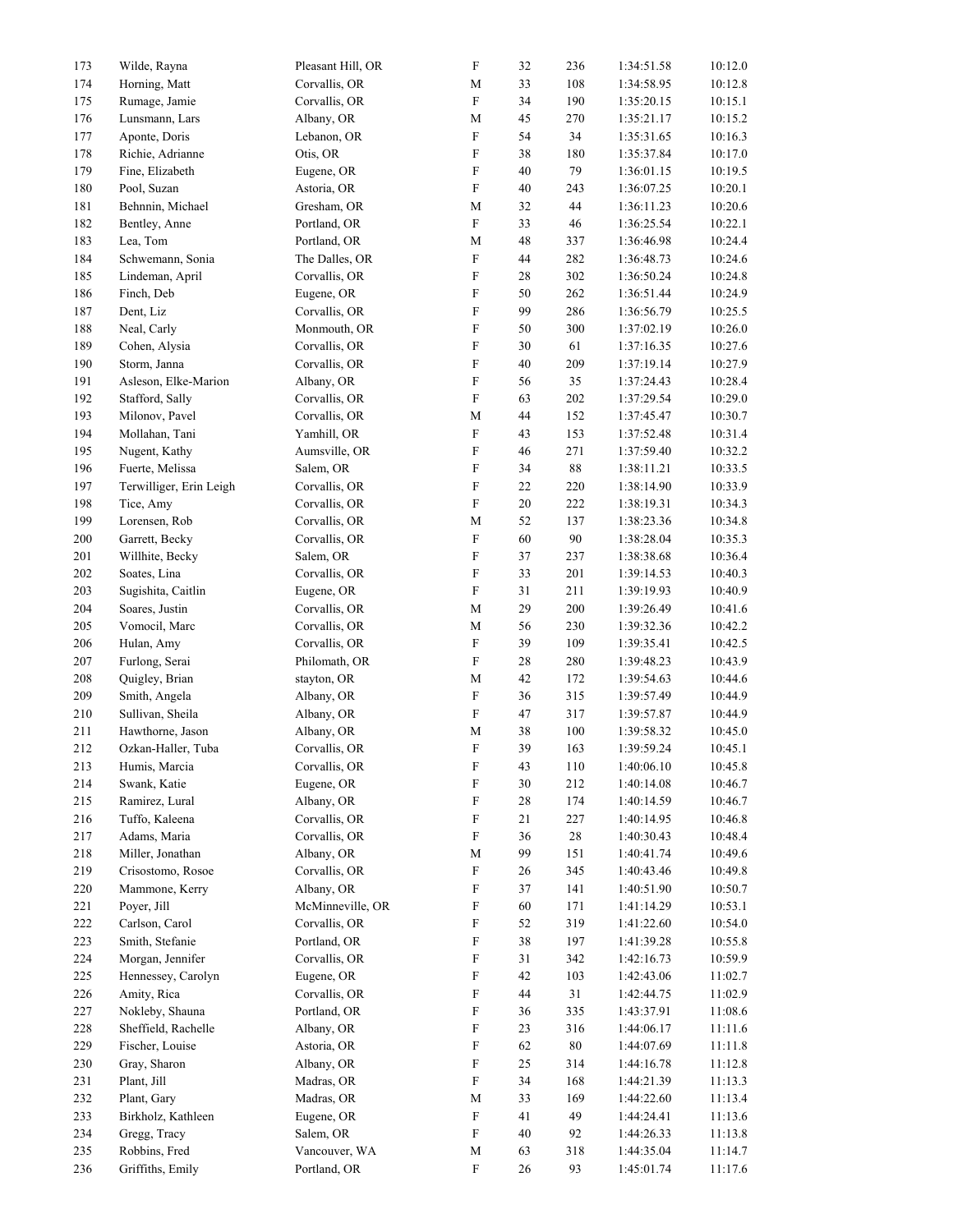| | | | | | | | |
|---|---|---|---|---|---|---|---|
| 173 | Wilde, Rayna | Pleasant Hill, OR | F | 32 | 236 | 1:34:51.58 | 10:12.0 |
| 174 | Horning, Matt | Corvallis, OR | M | 33 | 108 | 1:34:58.95 | 10:12.8 |
| 175 | Rumage, Jamie | Corvallis, OR | F | 34 | 190 | 1:35:20.15 | 10:15.1 |
| 176 | Lunsmann, Lars | Albany, OR | M | 45 | 270 | 1:35:21.17 | 10:15.2 |
| 177 | Aponte, Doris | Lebanon, OR | F | 54 | 34 | 1:35:31.65 | 10:16.3 |
| 178 | Richie, Adrianne | Otis, OR | F | 38 | 180 | 1:35:37.84 | 10:17.0 |
| 179 | Fine, Elizabeth | Eugene, OR | F | 40 | 79 | 1:36:01.15 | 10:19.5 |
| 180 | Pool, Suzan | Astoria, OR | F | 40 | 243 | 1:36:07.25 | 10:20.1 |
| 181 | Behnnin, Michael | Gresham, OR | M | 32 | 44 | 1:36:11.23 | 10:20.6 |
| 182 | Bentley, Anne | Portland, OR | F | 33 | 46 | 1:36:25.54 | 10:22.1 |
| 183 | Lea, Tom | Portland, OR | M | 48 | 337 | 1:36:46.98 | 10:24.4 |
| 184 | Schwemann, Sonia | The Dalles, OR | F | 44 | 282 | 1:36:48.73 | 10:24.6 |
| 185 | Lindeman, April | Corvallis, OR | F | 28 | 302 | 1:36:50.24 | 10:24.8 |
| 186 | Finch, Deb | Eugene, OR | F | 50 | 262 | 1:36:51.44 | 10:24.9 |
| 187 | Dent, Liz | Corvallis, OR | F | 99 | 286 | 1:36:56.79 | 10:25.5 |
| 188 | Neal, Carly | Monmouth, OR | F | 50 | 300 | 1:37:02.19 | 10:26.0 |
| 189 | Cohen, Alysia | Corvallis, OR | F | 30 | 61 | 1:37:16.35 | 10:27.6 |
| 190 | Storm, Janna | Corvallis, OR | F | 40 | 209 | 1:37:19.14 | 10:27.9 |
| 191 | Asleson, Elke-Marion | Albany, OR | F | 56 | 35 | 1:37:24.43 | 10:28.4 |
| 192 | Stafford, Sally | Corvallis, OR | F | 63 | 202 | 1:37:29.54 | 10:29.0 |
| 193 | Milonov, Pavel | Corvallis, OR | M | 44 | 152 | 1:37:45.47 | 10:30.7 |
| 194 | Mollahan, Tani | Yamhill, OR | F | 43 | 153 | 1:37:52.48 | 10:31.4 |
| 195 | Nugent, Kathy | Aumsville, OR | F | 46 | 271 | 1:37:59.40 | 10:32.2 |
| 196 | Fuerte, Melissa | Salem, OR | F | 34 | 88 | 1:38:11.21 | 10:33.5 |
| 197 | Terwilliger, Erin Leigh | Corvallis, OR | F | 22 | 220 | 1:38:14.90 | 10:33.9 |
| 198 | Tice, Amy | Corvallis, OR | F | 20 | 222 | 1:38:19.31 | 10:34.3 |
| 199 | Lorensen, Rob | Corvallis, OR | M | 52 | 137 | 1:38:23.36 | 10:34.8 |
| 200 | Garrett, Becky | Corvallis, OR | F | 60 | 90 | 1:38:28.04 | 10:35.3 |
| 201 | Willhite, Becky | Salem, OR | F | 37 | 237 | 1:38:38.68 | 10:36.4 |
| 202 | Soates, Lina | Corvallis, OR | F | 33 | 201 | 1:39:14.53 | 10:40.3 |
| 203 | Sugishita, Caitlin | Eugene, OR | F | 31 | 211 | 1:39:19.93 | 10:40.9 |
| 204 | Soares, Justin | Corvallis, OR | M | 29 | 200 | 1:39:26.49 | 10:41.6 |
| 205 | Vomocil, Marc | Corvallis, OR | M | 56 | 230 | 1:39:32.36 | 10:42.2 |
| 206 | Hulan, Amy | Corvallis, OR | F | 39 | 109 | 1:39:35.41 | 10:42.5 |
| 207 | Furlong, Serai | Philomath, OR | F | 28 | 280 | 1:39:48.23 | 10:43.9 |
| 208 | Quigley, Brian | stayton, OR | M | 42 | 172 | 1:39:54.63 | 10:44.6 |
| 209 | Smith, Angela | Albany, OR | F | 36 | 315 | 1:39:57.49 | 10:44.9 |
| 210 | Sullivan, Sheila | Albany, OR | F | 47 | 317 | 1:39:57.87 | 10:44.9 |
| 211 | Hawthorne, Jason | Albany, OR | M | 38 | 100 | 1:39:58.32 | 10:45.0 |
| 212 | Ozkan-Haller, Tuba | Corvallis, OR | F | 39 | 163 | 1:39:59.24 | 10:45.1 |
| 213 | Humis, Marcia | Corvallis, OR | F | 43 | 110 | 1:40:06.10 | 10:45.8 |
| 214 | Swank, Katie | Eugene, OR | F | 30 | 212 | 1:40:14.08 | 10:46.7 |
| 215 | Ramirez, Lural | Albany, OR | F | 28 | 174 | 1:40:14.59 | 10:46.7 |
| 216 | Tuffo, Kaleena | Corvallis, OR | F | 21 | 227 | 1:40:14.95 | 10:46.8 |
| 217 | Adams, Maria | Corvallis, OR | F | 36 | 28 | 1:40:30.43 | 10:48.4 |
| 218 | Miller, Jonathan | Albany, OR | M | 99 | 151 | 1:40:41.74 | 10:49.6 |
| 219 | Crisostomo, Rosoe | Corvallis, OR | F | 26 | 345 | 1:40:43.46 | 10:49.8 |
| 220 | Mammone, Kerry | Albany, OR | F | 37 | 141 | 1:40:51.90 | 10:50.7 |
| 221 | Poyer, Jill | McMinneville, OR | F | 60 | 171 | 1:41:14.29 | 10:53.1 |
| 222 | Carlson, Carol | Corvallis, OR | F | 52 | 319 | 1:41:22.60 | 10:54.0 |
| 223 | Smith, Stefanie | Portland, OR | F | 38 | 197 | 1:41:39.28 | 10:55.8 |
| 224 | Morgan, Jennifer | Corvallis, OR | F | 31 | 342 | 1:42:16.73 | 10:59.9 |
| 225 | Hennessey, Carolyn | Eugene, OR | F | 42 | 103 | 1:42:43.06 | 11:02.7 |
| 226 | Amity, Rica | Corvallis, OR | F | 44 | 31 | 1:42:44.75 | 11:02.9 |
| 227 | Nokleby, Shauna | Portland, OR | F | 36 | 335 | 1:43:37.91 | 11:08.6 |
| 228 | Sheffield, Rachelle | Albany, OR | F | 23 | 316 | 1:44:06.17 | 11:11.6 |
| 229 | Fischer, Louise | Astoria, OR | F | 62 | 80 | 1:44:07.69 | 11:11.8 |
| 230 | Gray, Sharon | Albany, OR | F | 25 | 314 | 1:44:16.78 | 11:12.8 |
| 231 | Plant, Jill | Madras, OR | F | 34 | 168 | 1:44:21.39 | 11:13.3 |
| 232 | Plant, Gary | Madras, OR | M | 33 | 169 | 1:44:22.60 | 11:13.4 |
| 233 | Birkholz, Kathleen | Eugene, OR | F | 41 | 49 | 1:44:24.41 | 11:13.6 |
| 234 | Gregg, Tracy | Salem, OR | F | 40 | 92 | 1:44:26.33 | 11:13.8 |
| 235 | Robbins, Fred | Vancouver, WA | M | 63 | 318 | 1:44:35.04 | 11:14.7 |
| 236 | Griffiths, Emily | Portland, OR | F | 26 | 93 | 1:45:01.74 | 11:17.6 |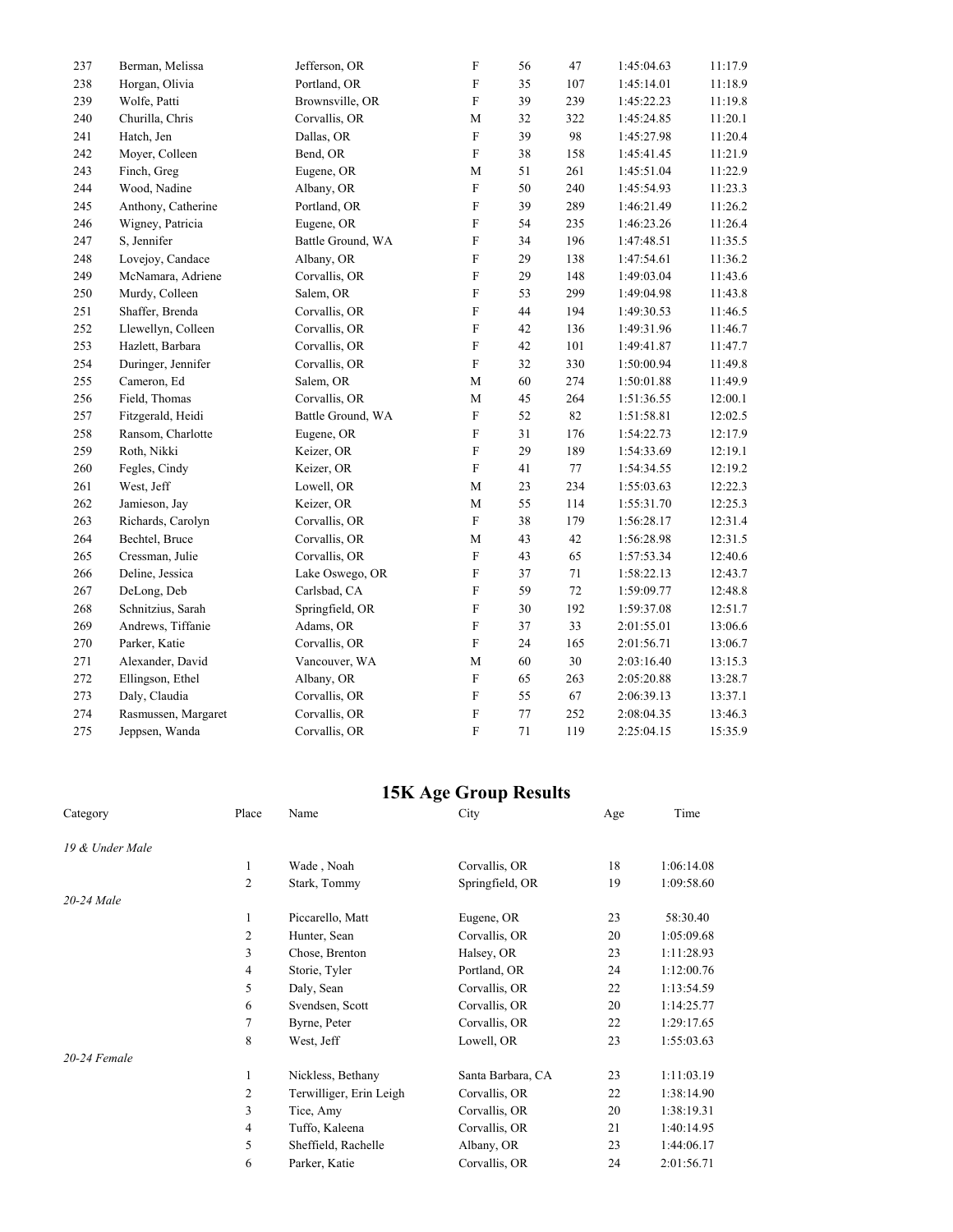| | | | | | | | |
|---|---|---|---|---|---|---|---|
| 237 | Berman, Melissa | Jefferson, OR | F | 56 | 47 | 1:45:04.63 | 11:17.9 |
| 238 | Horgan, Olivia | Portland, OR | F | 35 | 107 | 1:45:14.01 | 11:18.9 |
| 239 | Wolfe, Patti | Brownsville, OR | F | 39 | 239 | 1:45:22.23 | 11:19.8 |
| 240 | Churilla, Chris | Corvallis, OR | M | 32 | 322 | 1:45:24.85 | 11:20.1 |
| 241 | Hatch, Jen | Dallas, OR | F | 39 | 98 | 1:45:27.98 | 11:20.4 |
| 242 | Moyer, Colleen | Bend, OR | F | 38 | 158 | 1:45:41.45 | 11:21.9 |
| 243 | Finch, Greg | Eugene, OR | M | 51 | 261 | 1:45:51.04 | 11:22.9 |
| 244 | Wood, Nadine | Albany, OR | F | 50 | 240 | 1:45:54.93 | 11:23.3 |
| 245 | Anthony, Catherine | Portland, OR | F | 39 | 289 | 1:46:21.49 | 11:26.2 |
| 246 | Wigney, Patricia | Eugene, OR | F | 54 | 235 | 1:46:23.26 | 11:26.4 |
| 247 | S, Jennifer | Battle Ground, WA | F | 34 | 196 | 1:47:48.51 | 11:35.5 |
| 248 | Lovejoy, Candace | Albany, OR | F | 29 | 138 | 1:47:54.61 | 11:36.2 |
| 249 | McNamara, Adriene | Corvallis, OR | F | 29 | 148 | 1:49:03.04 | 11:43.6 |
| 250 | Murdy, Colleen | Salem, OR | F | 53 | 299 | 1:49:04.98 | 11:43.8 |
| 251 | Shaffer, Brenda | Corvallis, OR | F | 44 | 194 | 1:49:30.53 | 11:46.5 |
| 252 | Llewellyn, Colleen | Corvallis, OR | F | 42 | 136 | 1:49:31.96 | 11:46.7 |
| 253 | Hazlett, Barbara | Corvallis, OR | F | 42 | 101 | 1:49:41.87 | 11:47.7 |
| 254 | Duringer, Jennifer | Corvallis, OR | F | 32 | 330 | 1:50:00.94 | 11:49.8 |
| 255 | Cameron, Ed | Salem, OR | M | 60 | 274 | 1:50:01.88 | 11:49.9 |
| 256 | Field, Thomas | Corvallis, OR | M | 45 | 264 | 1:51:36.55 | 12:00.1 |
| 257 | Fitzgerald, Heidi | Battle Ground, WA | F | 52 | 82 | 1:51:58.81 | 12:02.5 |
| 258 | Ransom, Charlotte | Eugene, OR | F | 31 | 176 | 1:54:22.73 | 12:17.9 |
| 259 | Roth, Nikki | Keizer, OR | F | 29 | 189 | 1:54:33.69 | 12:19.1 |
| 260 | Fegles, Cindy | Keizer, OR | F | 41 | 77 | 1:54:34.55 | 12:19.2 |
| 261 | West, Jeff | Lowell, OR | M | 23 | 234 | 1:55:03.63 | 12:22.3 |
| 262 | Jamieson, Jay | Keizer, OR | M | 55 | 114 | 1:55:31.70 | 12:25.3 |
| 263 | Richards, Carolyn | Corvallis, OR | F | 38 | 179 | 1:56:28.17 | 12:31.4 |
| 264 | Bechtel, Bruce | Corvallis, OR | M | 43 | 42 | 1:56:28.98 | 12:31.5 |
| 265 | Cressman, Julie | Corvallis, OR | F | 43 | 65 | 1:57:53.34 | 12:40.6 |
| 266 | Deline, Jessica | Lake Oswego, OR | F | 37 | 71 | 1:58:22.13 | 12:43.7 |
| 267 | DeLong, Deb | Carlsbad, CA | F | 59 | 72 | 1:59:09.77 | 12:48.8 |
| 268 | Schnitzius, Sarah | Springfield, OR | F | 30 | 192 | 1:59:37.08 | 12:51.7 |
| 269 | Andrews, Tiffanie | Adams, OR | F | 37 | 33 | 2:01:55.01 | 13:06.6 |
| 270 | Parker, Katie | Corvallis, OR | F | 24 | 165 | 2:01:56.71 | 13:06.7 |
| 271 | Alexander, David | Vancouver, WA | M | 60 | 30 | 2:03:16.40 | 13:15.3 |
| 272 | Ellingson, Ethel | Albany, OR | F | 65 | 263 | 2:05:20.88 | 13:28.7 |
| 273 | Daly, Claudia | Corvallis, OR | F | 55 | 67 | 2:06:39.13 | 13:37.1 |
| 274 | Rasmussen, Margaret | Corvallis, OR | F | 77 | 252 | 2:08:04.35 | 13:46.3 |
| 275 | Jeppsen, Wanda | Corvallis, OR | F | 71 | 119 | 2:25:04.15 | 15:35.9 |

## 15K Age Group Results

| Category | Place | Name | City | Age | Time |
|---|---|---|---|---|---|
| *19 & Under Male* | | | | | |
| | 1 | Wade , Noah | Corvallis, OR | 18 | 1:06:14.08 |
| | 2 | Stark, Tommy | Springfield, OR | 19 | 1:09:58.60 |
| *20-24 Male* | | | | | |
| | 1 | Piccarello, Matt | Eugene, OR | 23 | 58:30.40 |
| | 2 | Hunter, Sean | Corvallis, OR | 20 | 1:05:09.68 |
| | 3 | Chose, Brenton | Halsey, OR | 23 | 1:11:28.93 |
| | 4 | Storie, Tyler | Portland, OR | 24 | 1:12:00.76 |
| | 5 | Daly, Sean | Corvallis, OR | 22 | 1:13:54.59 |
| | 6 | Svendsen, Scott | Corvallis, OR | 20 | 1:14:25.77 |
| | 7 | Byrne, Peter | Corvallis, OR | 22 | 1:29:17.65 |
| | 8 | West, Jeff | Lowell, OR | 23 | 1:55:03.63 |
| *20-24 Female* | | | | | |
| | 1 | Nickless, Bethany | Santa Barbara, CA | 23 | 1:11:03.19 |
| | 2 | Terwilliger, Erin Leigh | Corvallis, OR | 22 | 1:38:14.90 |
| | 3 | Tice, Amy | Corvallis, OR | 20 | 1:38:19.31 |
| | 4 | Tuffo, Kaleena | Corvallis, OR | 21 | 1:40:14.95 |
| | 5 | Sheffield, Rachelle | Albany, OR | 23 | 1:44:06.17 |
| | 6 | Parker, Katie | Corvallis, OR | 24 | 2:01:56.71 |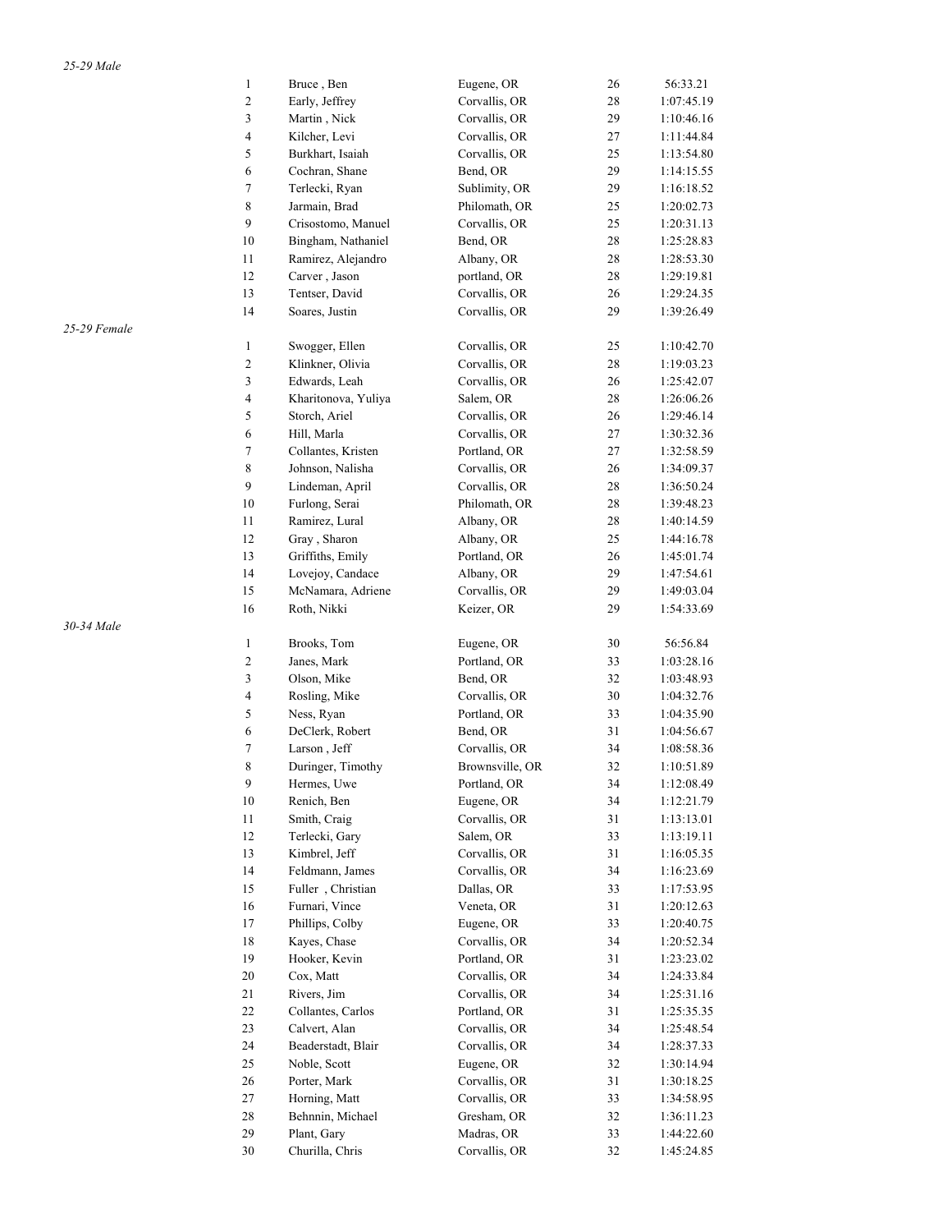*25-29 Male*

| | | | | |
|---|---|---|---|---|
| 1 | Bruce , Ben | Eugene, OR | 26 | 56:33.21 |
| 2 | Early, Jeffrey | Corvallis, OR | 28 | 1:07:45.19 |
| 3 | Martin , Nick | Corvallis, OR | 29 | 1:10:46.16 |
| 4 | Kilcher, Levi | Corvallis, OR | 27 | 1:11:44.84 |
| 5 | Burkhart, Isaiah | Corvallis, OR | 25 | 1:13:54.80 |
| 6 | Cochran, Shane | Bend, OR | 29 | 1:14:15.55 |
| 7 | Terlecki, Ryan | Sublimity, OR | 29 | 1:16:18.52 |
| 8 | Jarmain, Brad | Philomath, OR | 25 | 1:20:02.73 |
| 9 | Crisostomo, Manuel | Corvallis, OR | 25 | 1:20:31.13 |
| 10 | Bingham, Nathaniel | Bend, OR | 28 | 1:25:28.83 |
| 11 | Ramirez, Alejandro | Albany, OR | 28 | 1:28:53.30 |
| 12 | Carver , Jason | portland, OR | 28 | 1:29:19.81 |
| 13 | Tentser, David | Corvallis, OR | 26 | 1:29:24.35 |
| 14 | Soares, Justin | Corvallis, OR | 29 | 1:39:26.49 |

*25-29 Female*

| | | | | |
|---|---|---|---|---|
| 1 | Swogger, Ellen | Corvallis, OR | 25 | 1:10:42.70 |
| 2 | Klinkner, Olivia | Corvallis, OR | 28 | 1:19:03.23 |
| 3 | Edwards, Leah | Corvallis, OR | 26 | 1:25:42.07 |
| 4 | Kharitonova, Yuliya | Salem, OR | 28 | 1:26:06.26 |
| 5 | Storch, Ariel | Corvallis, OR | 26 | 1:29:46.14 |
| 6 | Hill, Marla | Corvallis, OR | 27 | 1:30:32.36 |
| 7 | Collantes, Kristen | Portland, OR | 27 | 1:32:58.59 |
| 8 | Johnson, Nalisha | Corvallis, OR | 26 | 1:34:09.37 |
| 9 | Lindeman, April | Corvallis, OR | 28 | 1:36:50.24 |
| 10 | Furlong, Serai | Philomath, OR | 28 | 1:39:48.23 |
| 11 | Ramirez, Lural | Albany, OR | 28 | 1:40:14.59 |
| 12 | Gray , Sharon | Albany, OR | 25 | 1:44:16.78 |
| 13 | Griffiths, Emily | Portland, OR | 26 | 1:45:01.74 |
| 14 | Lovejoy, Candace | Albany, OR | 29 | 1:47:54.61 |
| 15 | McNamara, Adriene | Corvallis, OR | 29 | 1:49:03.04 |
| 16 | Roth, Nikki | Keizer, OR | 29 | 1:54:33.69 |

*30-34 Male*

| | | | | |
|---|---|---|---|---|
| 1 | Brooks, Tom | Eugene, OR | 30 | 56:56.84 |
| 2 | Janes, Mark | Portland, OR | 33 | 1:03:28.16 |
| 3 | Olson, Mike | Bend, OR | 32 | 1:03:48.93 |
| 4 | Rosling, Mike | Corvallis, OR | 30 | 1:04:32.76 |
| 5 | Ness, Ryan | Portland, OR | 33 | 1:04:35.90 |
| 6 | DeClerk, Robert | Bend, OR | 31 | 1:04:56.67 |
| 7 | Larson , Jeff | Corvallis, OR | 34 | 1:08:58.36 |
| 8 | Duringer, Timothy | Brownsville, OR | 32 | 1:10:51.89 |
| 9 | Hermes, Uwe | Portland, OR | 34 | 1:12:08.49 |
| 10 | Renich, Ben | Eugene, OR | 34 | 1:12:21.79 |
| 11 | Smith, Craig | Corvallis, OR | 31 | 1:13:13.01 |
| 12 | Terlecki, Gary | Salem, OR | 33 | 1:13:19.11 |
| 13 | Kimbrel, Jeff | Corvallis, OR | 31 | 1:16:05.35 |
| 14 | Feldmann, James | Corvallis, OR | 34 | 1:16:23.69 |
| 15 | Fuller , Christian | Dallas, OR | 33 | 1:17:53.95 |
| 16 | Furnari, Vince | Veneta, OR | 31 | 1:20:12.63 |
| 17 | Phillips, Colby | Eugene, OR | 33 | 1:20:40.75 |
| 18 | Kayes, Chase | Corvallis, OR | 34 | 1:20:52.34 |
| 19 | Hooker, Kevin | Portland, OR | 31 | 1:23:23.02 |
| 20 | Cox, Matt | Corvallis, OR | 34 | 1:24:33.84 |
| 21 | Rivers, Jim | Corvallis, OR | 34 | 1:25:31.16 |
| 22 | Collantes, Carlos | Portland, OR | 31 | 1:25:35.35 |
| 23 | Calvert, Alan | Corvallis, OR | 34 | 1:25:48.54 |
| 24 | Beaderstadt, Blair | Corvallis, OR | 34 | 1:28:37.33 |
| 25 | Noble, Scott | Eugene, OR | 32 | 1:30:14.94 |
| 26 | Porter, Mark | Corvallis, OR | 31 | 1:30:18.25 |
| 27 | Horning, Matt | Corvallis, OR | 33 | 1:34:58.95 |
| 28 | Behnnin, Michael | Gresham, OR | 32 | 1:36:11.23 |
| 29 | Plant, Gary | Madras, OR | 33 | 1:44:22.60 |
| 30 | Churilla, Chris | Corvallis, OR | 32 | 1:45:24.85 |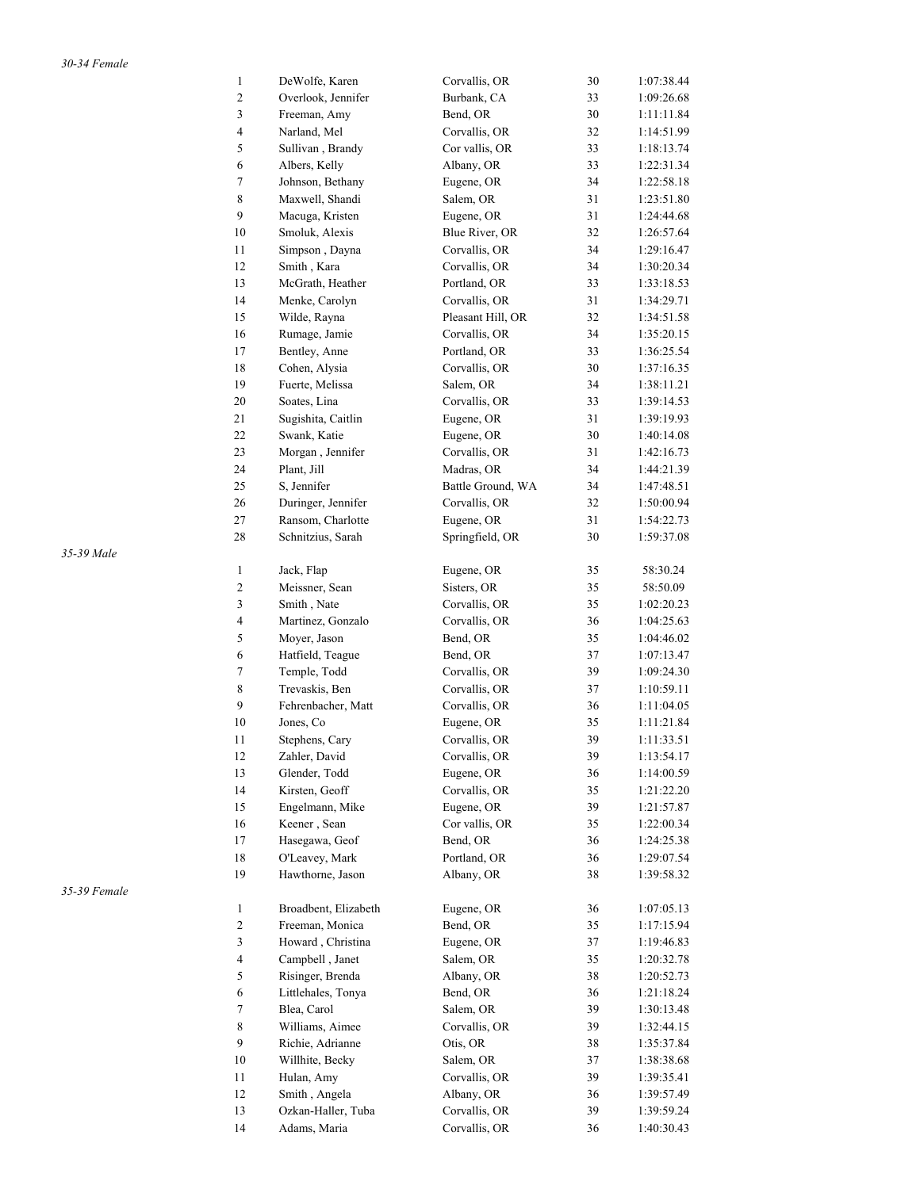*30-34 Female*

| | | | | |
|---|---|---|---|---|
| 1 | DeWolfe, Karen | Corvallis, OR | 30 | 1:07:38.44 |
| 2 | Overlook, Jennifer | Burbank, CA | 33 | 1:09:26.68 |
| 3 | Freeman, Amy | Bend, OR | 30 | 1:11:11.84 |
| 4 | Narland, Mel | Corvallis, OR | 32 | 1:14:51.99 |
| 5 | Sullivan , Brandy | Cor vallis, OR | 33 | 1:18:13.74 |
| 6 | Albers, Kelly | Albany, OR | 33 | 1:22:31.34 |
| 7 | Johnson, Bethany | Eugene, OR | 34 | 1:22:58.18 |
| 8 | Maxwell, Shandi | Salem, OR | 31 | 1:23:51.80 |
| 9 | Macuga, Kristen | Eugene, OR | 31 | 1:24:44.68 |
| 10 | Smoluk, Alexis | Blue River, OR | 32 | 1:26:57.64 |
| 11 | Simpson , Dayna | Corvallis, OR | 34 | 1:29:16.47 |
| 12 | Smith , Kara | Corvallis, OR | 34 | 1:30:20.34 |
| 13 | McGrath, Heather | Portland, OR | 33 | 1:33:18.53 |
| 14 | Menke, Carolyn | Corvallis, OR | 31 | 1:34:29.71 |
| 15 | Wilde, Rayna | Pleasant Hill, OR | 32 | 1:34:51.58 |
| 16 | Rumage, Jamie | Corvallis, OR | 34 | 1:35:20.15 |
| 17 | Bentley, Anne | Portland, OR | 33 | 1:36:25.54 |
| 18 | Cohen, Alysia | Corvallis, OR | 30 | 1:37:16.35 |
| 19 | Fuerte, Melissa | Salem, OR | 34 | 1:38:11.21 |
| 20 | Soates, Lina | Corvallis, OR | 33 | 1:39:14.53 |
| 21 | Sugishita, Caitlin | Eugene, OR | 31 | 1:39:19.93 |
| 22 | Swank, Katie | Eugene, OR | 30 | 1:40:14.08 |
| 23 | Morgan , Jennifer | Corvallis, OR | 31 | 1:42:16.73 |
| 24 | Plant, Jill | Madras, OR | 34 | 1:44:21.39 |
| 25 | S, Jennifer | Battle Ground, WA | 34 | 1:47:48.51 |
| 26 | Duringer, Jennifer | Corvallis, OR | 32 | 1:50:00.94 |
| 27 | Ransom, Charlotte | Eugene, OR | 31 | 1:54:22.73 |
| 28 | Schnitzius, Sarah | Springfield, OR | 30 | 1:59:37.08 |

*35-39 Male*

| | | | | |
|---|---|---|---|---|
| 1 | Jack, Flap | Eugene, OR | 35 | 58:30.24 |
| 2 | Meissner, Sean | Sisters, OR | 35 | 58:50.09 |
| 3 | Smith , Nate | Corvallis, OR | 35 | 1:02:20.23 |
| 4 | Martinez, Gonzalo | Corvallis, OR | 36 | 1:04:25.63 |
| 5 | Moyer, Jason | Bend, OR | 35 | 1:04:46.02 |
| 6 | Hatfield, Teague | Bend, OR | 37 | 1:07:13.47 |
| 7 | Temple, Todd | Corvallis, OR | 39 | 1:09:24.30 |
| 8 | Trevaskis, Ben | Corvallis, OR | 37 | 1:10:59.11 |
| 9 | Fehrenbacher, Matt | Corvallis, OR | 36 | 1:11:04.05 |
| 10 | Jones, Co | Eugene, OR | 35 | 1:11:21.84 |
| 11 | Stephens, Cary | Corvallis, OR | 39 | 1:11:33.51 |
| 12 | Zahler, David | Corvallis, OR | 39 | 1:13:54.17 |
| 13 | Glender, Todd | Eugene, OR | 36 | 1:14:00.59 |
| 14 | Kirsten, Geoff | Corvallis, OR | 35 | 1:21:22.20 |
| 15 | Engelmann, Mike | Eugene, OR | 39 | 1:21:57.87 |
| 16 | Keener , Sean | Cor vallis, OR | 35 | 1:22:00.34 |
| 17 | Hasegawa, Geof | Bend, OR | 36 | 1:24:25.38 |
| 18 | O'Leavey, Mark | Portland, OR | 36 | 1:29:07.54 |
| 19 | Hawthorne, Jason | Albany, OR | 38 | 1:39:58.32 |

*35-39 Female*

| | | | | |
|---|---|---|---|---|
| 1 | Broadbent, Elizabeth | Eugene, OR | 36 | 1:07:05.13 |
| 2 | Freeman, Monica | Bend, OR | 35 | 1:17:15.94 |
| 3 | Howard , Christina | Eugene, OR | 37 | 1:19:46.83 |
| 4 | Campbell , Janet | Salem, OR | 35 | 1:20:32.78 |
| 5 | Risinger, Brenda | Albany, OR | 38 | 1:20:52.73 |
| 6 | Littlehales, Tonya | Bend, OR | 36 | 1:21:18.24 |
| 7 | Blea, Carol | Salem, OR | 39 | 1:30:13.48 |
| 8 | Williams, Aimee | Corvallis, OR | 39 | 1:32:44.15 |
| 9 | Richie, Adrianne | Otis, OR | 38 | 1:35:37.84 |
| 10 | Willhite, Becky | Salem, OR | 37 | 1:38:38.68 |
| 11 | Hulan, Amy | Corvallis, OR | 39 | 1:39:35.41 |
| 12 | Smith , Angela | Albany, OR | 36 | 1:39:57.49 |
| 13 | Ozkan-Haller, Tuba | Corvallis, OR | 39 | 1:39:59.24 |
| 14 | Adams, Maria | Corvallis, OR | 36 | 1:40:30.43 |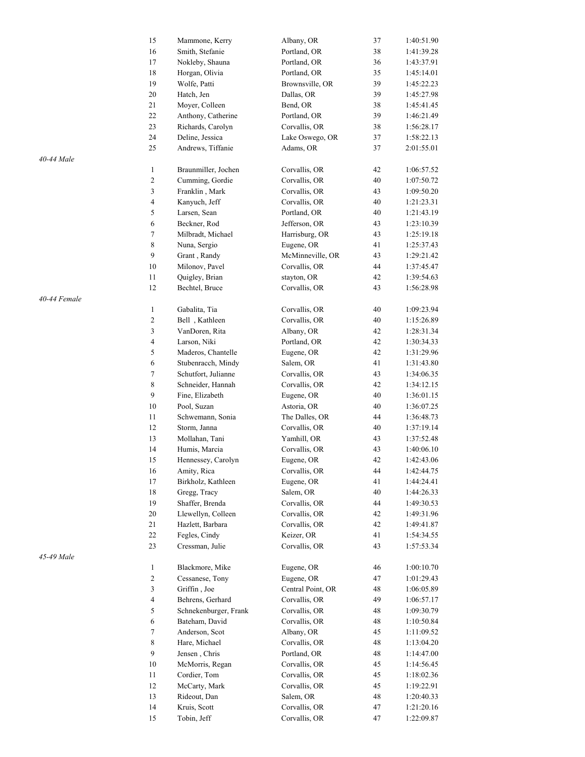| | Place | Name | City | Age | Time |
|---|---|---|---|---|---|
| | 15 | Mammone, Kerry | Albany, OR | 37 | 1:40:51.90 |
| | 16 | Smith, Stefanie | Portland, OR | 38 | 1:41:39.28 |
| | 17 | Nokleby, Shauna | Portland, OR | 36 | 1:43:37.91 |
| | 18 | Horgan, Olivia | Portland, OR | 35 | 1:45:14.01 |
| | 19 | Wolfe, Patti | Brownsville, OR | 39 | 1:45:22.23 |
| | 20 | Hatch, Jen | Dallas, OR | 39 | 1:45:27.98 |
| | 21 | Moyer, Colleen | Bend, OR | 38 | 1:45:41.45 |
| | 22 | Anthony, Catherine | Portland, OR | 39 | 1:46:21.49 |
| | 23 | Richards, Carolyn | Corvallis, OR | 38 | 1:56:28.17 |
| | 24 | Deline, Jessica | Lake Oswego, OR | 37 | 1:58:22.13 |
| | 25 | Andrews, Tiffanie | Adams, OR | 37 | 2:01:55.01 |
| *40-44 Male* | | | | | |
| | 1 | Braunmiller, Jochen | Corvallis, OR | 42 | 1:06:57.52 |
| | 2 | Cumming, Gordie | Corvallis, OR | 40 | 1:07:50.72 |
| | 3 | Franklin , Mark | Corvallis, OR | 43 | 1:09:50.20 |
| | 4 | Kanyuch, Jeff | Corvallis, OR | 40 | 1:21:23.31 |
| | 5 | Larsen, Sean | Portland, OR | 40 | 1:21:43.19 |
| | 6 | Beckner, Rod | Jefferson, OR | 43 | 1:23:10.39 |
| | 7 | Milbradt, Michael | Harrisburg, OR | 43 | 1:25:19.18 |
| | 8 | Nuna, Sergio | Eugene, OR | 41 | 1:25:37.43 |
| | 9 | Grant , Randy | McMinneville, OR | 43 | 1:29:21.42 |
| | 10 | Milonov, Pavel | Corvallis, OR | 44 | 1:37:45.47 |
| | 11 | Quigley, Brian | stayton, OR | 42 | 1:39:54.63 |
| | 12 | Bechtel, Bruce | Corvallis, OR | 43 | 1:56:28.98 |
| *40-44 Female* | | | | | |
| | 1 | Gabalita, Tia | Corvallis, OR | 40 | 1:09:23.94 |
| | 2 | Bell , Kathleen | Corvallis, OR | 40 | 1:15:26.89 |
| | 3 | VanDoren, Rita | Albany, OR | 42 | 1:28:31.34 |
| | 4 | Larson, Niki | Portland, OR | 42 | 1:30:34.33 |
| | 5 | Maderos, Chantelle | Eugene, OR | 42 | 1:31:29.96 |
| | 6 | Stubenracch, Mindy | Salem, OR | 41 | 1:31:43.80 |
| | 7 | Schutfort, Julianne | Corvallis, OR | 43 | 1:34:06.35 |
| | 8 | Schneider, Hannah | Corvallis, OR | 42 | 1:34:12.15 |
| | 9 | Fine, Elizabeth | Eugene, OR | 40 | 1:36:01.15 |
| | 10 | Pool, Suzan | Astoria, OR | 40 | 1:36:07.25 |
| | 11 | Schwemann, Sonia | The Dalles, OR | 44 | 1:36:48.73 |
| | 12 | Storm, Janna | Corvallis, OR | 40 | 1:37:19.14 |
| | 13 | Mollahan, Tani | Yamhill, OR | 43 | 1:37:52.48 |
| | 14 | Humis, Marcia | Corvallis, OR | 43 | 1:40:06.10 |
| | 15 | Hennessey, Carolyn | Eugene, OR | 42 | 1:42:43.06 |
| | 16 | Amity, Rica | Corvallis, OR | 44 | 1:42:44.75 |
| | 17 | Birkholz, Kathleen | Eugene, OR | 41 | 1:44:24.41 |
| | 18 | Gregg, Tracy | Salem, OR | 40 | 1:44:26.33 |
| | 19 | Shaffer, Brenda | Corvallis, OR | 44 | 1:49:30.53 |
| | 20 | Llewellyn, Colleen | Corvallis, OR | 42 | 1:49:31.96 |
| | 21 | Hazlett, Barbara | Corvallis, OR | 42 | 1:49:41.87 |
| | 22 | Fegles, Cindy | Keizer, OR | 41 | 1:54:34.55 |
| | 23 | Cressman, Julie | Corvallis, OR | 43 | 1:57:53.34 |
| *45-49 Male* | | | | | |
| | 1 | Blackmore, Mike | Eugene, OR | 46 | 1:00:10.70 |
| | 2 | Cessanese, Tony | Eugene, OR | 47 | 1:01:29.43 |
| | 3 | Griffin , Joe | Central Point, OR | 48 | 1:06:05.89 |
| | 4 | Behrens, Gerhard | Corvallis, OR | 49 | 1:06:57.17 |
| | 5 | Schnekenburger, Frank | Corvallis, OR | 48 | 1:09:30.79 |
| | 6 | Bateham, David | Corvallis, OR | 48 | 1:10:50.84 |
| | 7 | Anderson, Scot | Albany, OR | 45 | 1:11:09.52 |
| | 8 | Hare, Michael | Corvallis, OR | 48 | 1:13:04.20 |
| | 9 | Jensen , Chris | Portland, OR | 48 | 1:14:47.00 |
| | 10 | McMorris, Regan | Corvallis, OR | 45 | 1:14:56.45 |
| | 11 | Cordier, Tom | Corvallis, OR | 45 | 1:18:02.36 |
| | 12 | McCarty, Mark | Corvallis, OR | 45 | 1:19:22.91 |
| | 13 | Rideout, Dan | Salem, OR | 48 | 1:20:40.33 |
| | 14 | Kruis, Scott | Corvallis, OR | 47 | 1:21:20.16 |
| | 15 | Tobin, Jeff | Corvallis, OR | 47 | 1:22:09.87 |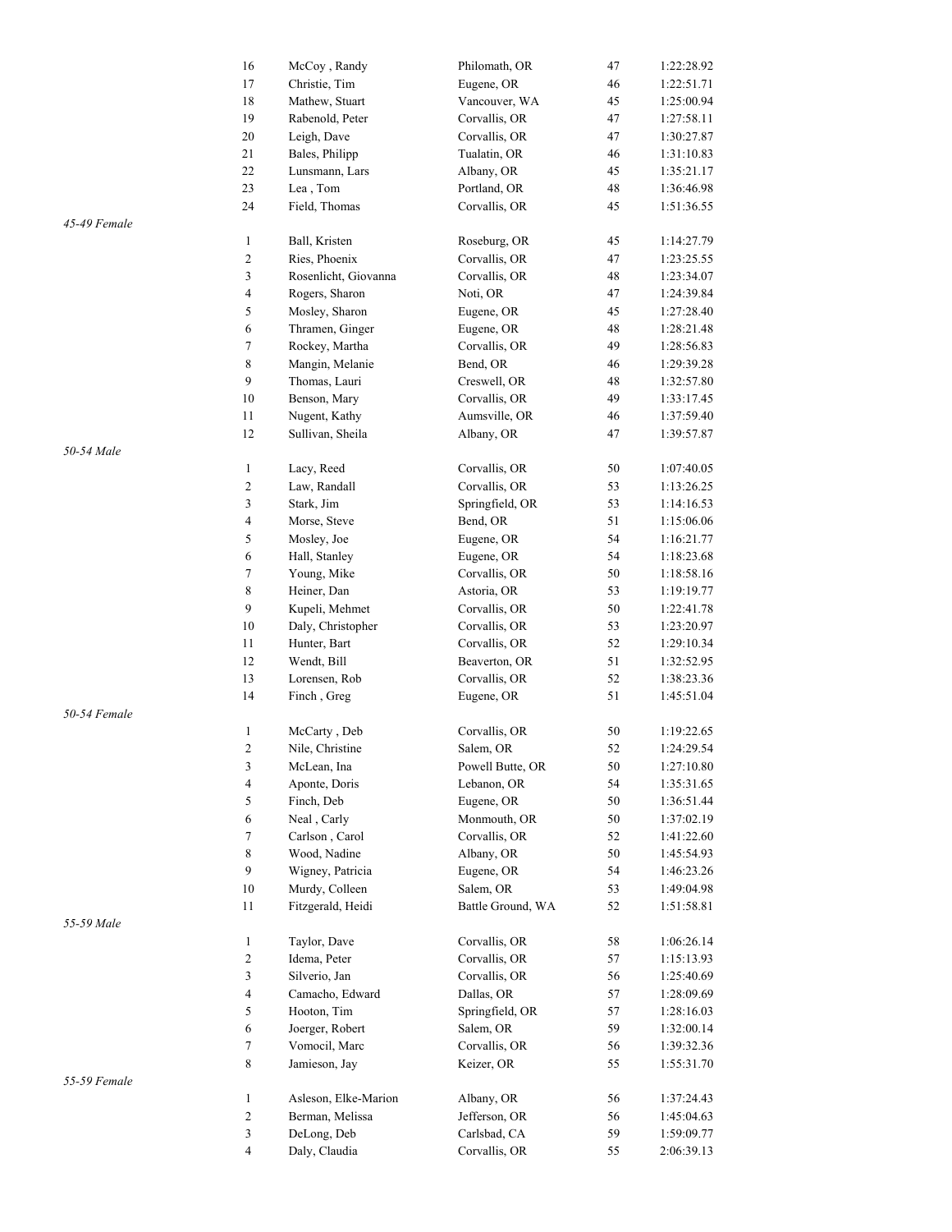| | Place | Name | City | Age | Time |
|---|---|---|---|---|---|
| | 16 | McCoy , Randy | Philomath, OR | 47 | 1:22:28.92 |
| | 17 | Christie, Tim | Eugene, OR | 46 | 1:22:51.71 |
| | 18 | Mathew, Stuart | Vancouver, WA | 45 | 1:25:00.94 |
| | 19 | Rabenold, Peter | Corvallis, OR | 47 | 1:27:58.11 |
| | 20 | Leigh, Dave | Corvallis, OR | 47 | 1:30:27.87 |
| | 21 | Bales, Philipp | Tualatin, OR | 46 | 1:31:10.83 |
| | 22 | Lunsmann, Lars | Albany, OR | 45 | 1:35:21.17 |
| | 23 | Lea , Tom | Portland, OR | 48 | 1:36:46.98 |
| | 24 | Field, Thomas | Corvallis, OR | 45 | 1:51:36.55 |
| *45-49 Female* | | | | | |
| | 1 | Ball, Kristen | Roseburg, OR | 45 | 1:14:27.79 |
| | 2 | Ries, Phoenix | Corvallis, OR | 47 | 1:23:25.55 |
| | 3 | Rosenlicht, Giovanna | Corvallis, OR | 48 | 1:23:34.07 |
| | 4 | Rogers, Sharon | Noti, OR | 47 | 1:24:39.84 |
| | 5 | Mosley, Sharon | Eugene, OR | 45 | 1:27:28.40 |
| | 6 | Thramen, Ginger | Eugene, OR | 48 | 1:28:21.48 |
| | 7 | Rockey, Martha | Corvallis, OR | 49 | 1:28:56.83 |
| | 8 | Mangin, Melanie | Bend, OR | 46 | 1:29:39.28 |
| | 9 | Thomas, Lauri | Creswell, OR | 48 | 1:32:57.80 |
| | 10 | Benson, Mary | Corvallis, OR | 49 | 1:33:17.45 |
| | 11 | Nugent, Kathy | Aumsville, OR | 46 | 1:37:59.40 |
| | 12 | Sullivan, Sheila | Albany, OR | 47 | 1:39:57.87 |
| *50-54 Male* | | | | | |
| | 1 | Lacy, Reed | Corvallis, OR | 50 | 1:07:40.05 |
| | 2 | Law, Randall | Corvallis, OR | 53 | 1:13:26.25 |
| | 3 | Stark, Jim | Springfield, OR | 53 | 1:14:16.53 |
| | 4 | Morse, Steve | Bend, OR | 51 | 1:15:06.06 |
| | 5 | Mosley, Joe | Eugene, OR | 54 | 1:16:21.77 |
| | 6 | Hall, Stanley | Eugene, OR | 54 | 1:18:23.68 |
| | 7 | Young, Mike | Corvallis, OR | 50 | 1:18:58.16 |
| | 8 | Heiner, Dan | Astoria, OR | 53 | 1:19:19.77 |
| | 9 | Kupeli, Mehmet | Corvallis, OR | 50 | 1:22:41.78 |
| | 10 | Daly, Christopher | Corvallis, OR | 53 | 1:23:20.97 |
| | 11 | Hunter, Bart | Corvallis, OR | 52 | 1:29:10.34 |
| | 12 | Wendt, Bill | Beaverton, OR | 51 | 1:32:52.95 |
| | 13 | Lorensen, Rob | Corvallis, OR | 52 | 1:38:23.36 |
| | 14 | Finch , Greg | Eugene, OR | 51 | 1:45:51.04 |
| *50-54 Female* | | | | | |
| | 1 | McCarty , Deb | Corvallis, OR | 50 | 1:19:22.65 |
| | 2 | Nile, Christine | Salem, OR | 52 | 1:24:29.54 |
| | 3 | McLean, Ina | Powell Butte, OR | 50 | 1:27:10.80 |
| | 4 | Aponte, Doris | Lebanon, OR | 54 | 1:35:31.65 |
| | 5 | Finch, Deb | Eugene, OR | 50 | 1:36:51.44 |
| | 6 | Neal , Carly | Monmouth, OR | 50 | 1:37:02.19 |
| | 7 | Carlson , Carol | Corvallis, OR | 52 | 1:41:22.60 |
| | 8 | Wood, Nadine | Albany, OR | 50 | 1:45:54.93 |
| | 9 | Wigney, Patricia | Eugene, OR | 54 | 1:46:23.26 |
| | 10 | Murdy, Colleen | Salem, OR | 53 | 1:49:04.98 |
| | 11 | Fitzgerald, Heidi | Battle Ground, WA | 52 | 1:51:58.81 |
| *55-59 Male* | | | | | |
| | 1 | Taylor, Dave | Corvallis, OR | 58 | 1:06:26.14 |
| | 2 | Idema, Peter | Corvallis, OR | 57 | 1:15:13.93 |
| | 3 | Silverio, Jan | Corvallis, OR | 56 | 1:25:40.69 |
| | 4 | Camacho, Edward | Dallas, OR | 57 | 1:28:09.69 |
| | 5 | Hooton, Tim | Springfield, OR | 57 | 1:28:16.03 |
| | 6 | Joerger, Robert | Salem, OR | 59 | 1:32:00.14 |
| | 7 | Vomocil, Marc | Corvallis, OR | 56 | 1:39:32.36 |
| | 8 | Jamieson, Jay | Keizer, OR | 55 | 1:55:31.70 |
| *55-59 Female* | | | | | |
| | 1 | Asleson, Elke-Marion | Albany, OR | 56 | 1:37:24.43 |
| | 2 | Berman, Melissa | Jefferson, OR | 56 | 1:45:04.63 |
| | 3 | DeLong, Deb | Carlsbad, CA | 59 | 1:59:09.77 |
| | 4 | Daly, Claudia | Corvallis, OR | 55 | 2:06:39.13 |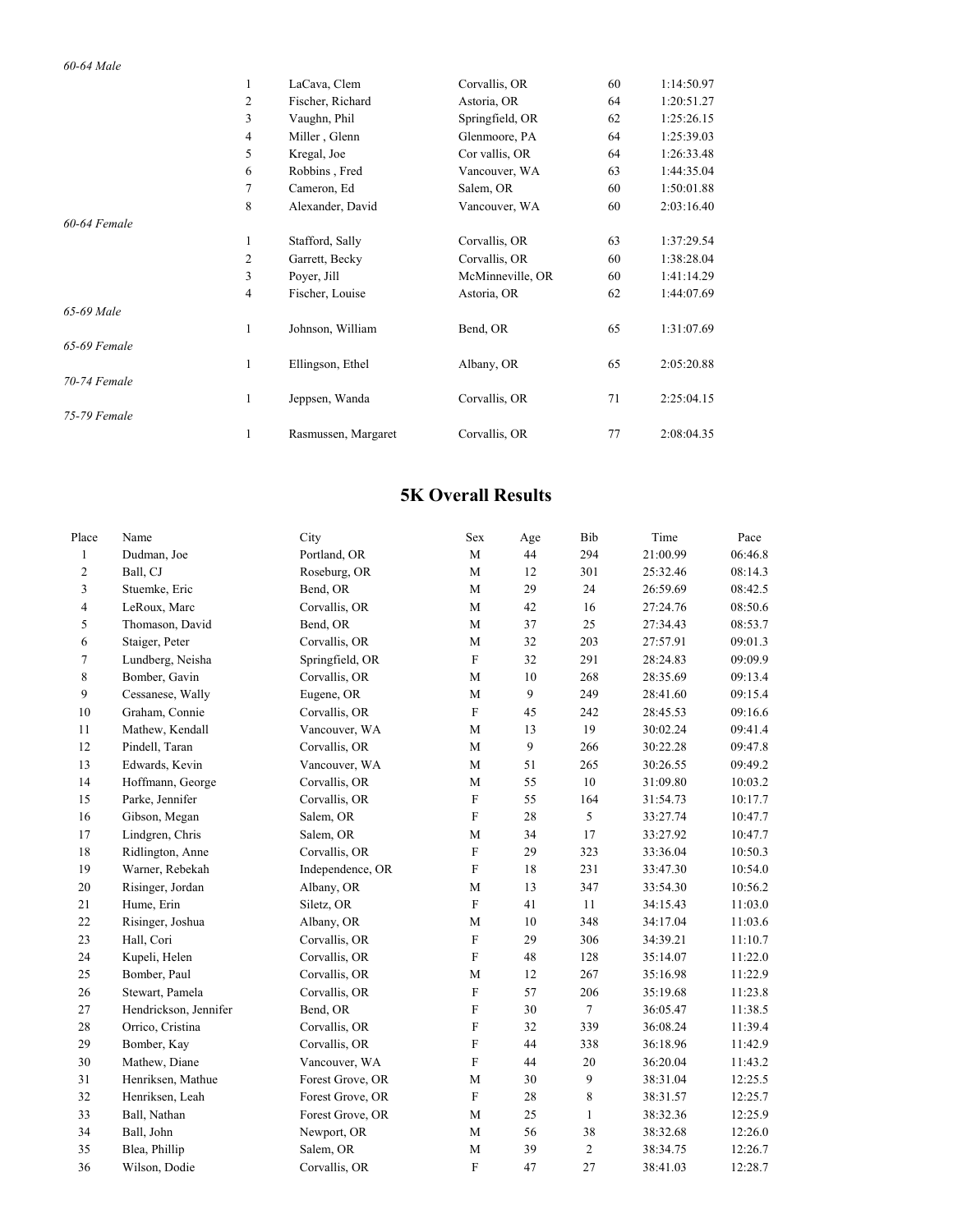| *60-64 Male* | | | | | |
| --- | --- | --- | --- | --- | --- |
| | 1 | LaCava, Clem | Corvallis, OR | 60 | 1:14:50.97 |
| | 2 | Fischer, Richard | Astoria, OR | 64 | 1:20:51.27 |
| | 3 | Vaughn, Phil | Springfield, OR | 62 | 1:25:26.15 |
| | 4 | Miller , Glenn | Glenmoore, PA | 64 | 1:25:39.03 |
| | 5 | Kregal, Joe | Cor vallis, OR | 64 | 1:26:33.48 |
| | 6 | Robbins , Fred | Vancouver, WA | 63 | 1:44:35.04 |
| | 7 | Cameron, Ed | Salem, OR | 60 | 1:50:01.88 |
| | 8 | Alexander, David | Vancouver, WA | 60 | 2:03:16.40 |
| *60-64 Female* | | | | | |
| | 1 | Stafford, Sally | Corvallis, OR | 63 | 1:37:29.54 |
| | 2 | Garrett, Becky | Corvallis, OR | 60 | 1:38:28.04 |
| | 3 | Poyer, Jill | McMinneville, OR | 60 | 1:41:14.29 |
| | 4 | Fischer, Louise | Astoria, OR | 62 | 1:44:07.69 |
| *65-69 Male* | | | | | |
| | 1 | Johnson, William | Bend, OR | 65 | 1:31:07.69 |
| *65-69 Female* | | | | | |
| | 1 | Ellingson, Ethel | Albany, OR | 65 | 2:05:20.88 |
| *70-74 Female* | | | | | |
| | 1 | Jeppsen, Wanda | Corvallis, OR | 71 | 2:25:04.15 |
| *75-79 Female* | | | | | |
| | 1 | Rasmussen, Margaret | Corvallis, OR | 77 | 2:08:04.35 |

## 5K Overall Results

| Place | Name | City | Sex | Age | Bib | Time | Pace |
| --- | --- | --- | --- | --- | --- | --- | --- |
| 1 | Dudman, Joe | Portland, OR | M | 44 | 294 | 21:00.99 | 06:46.8 |
| 2 | Ball, CJ | Roseburg, OR | M | 12 | 301 | 25:32.46 | 08:14.3 |
| 3 | Stuemke, Eric | Bend, OR | M | 29 | 24 | 26:59.69 | 08:42.5 |
| 4 | LeRoux, Marc | Corvallis, OR | M | 42 | 16 | 27:24.76 | 08:50.6 |
| 5 | Thomason, David | Bend, OR | M | 37 | 25 | 27:34.43 | 08:53.7 |
| 6 | Staiger, Peter | Corvallis, OR | M | 32 | 203 | 27:57.91 | 09:01.3 |
| 7 | Lundberg, Neisha | Springfield, OR | F | 32 | 291 | 28:24.83 | 09:09.9 |
| 8 | Bomber, Gavin | Corvallis, OR | M | 10 | 268 | 28:35.69 | 09:13.4 |
| 9 | Cessanese, Wally | Eugene, OR | M | 9 | 249 | 28:41.60 | 09:15.4 |
| 10 | Graham, Connie | Corvallis, OR | F | 45 | 242 | 28:45.53 | 09:16.6 |
| 11 | Mathew, Kendall | Vancouver, WA | M | 13 | 19 | 30:02.24 | 09:41.4 |
| 12 | Pindell, Taran | Corvallis, OR | M | 9 | 266 | 30:22.28 | 09:47.8 |
| 13 | Edwards, Kevin | Vancouver, WA | M | 51 | 265 | 30:26.55 | 09:49.2 |
| 14 | Hoffmann, George | Corvallis, OR | M | 55 | 10 | 31:09.80 | 10:03.2 |
| 15 | Parke, Jennifer | Corvallis, OR | F | 55 | 164 | 31:54.73 | 10:17.7 |
| 16 | Gibson, Megan | Salem, OR | F | 28 | 5 | 33:27.74 | 10:47.7 |
| 17 | Lindgren, Chris | Salem, OR | M | 34 | 17 | 33:27.92 | 10:47.7 |
| 18 | Ridlington, Anne | Corvallis, OR | F | 29 | 323 | 33:36.04 | 10:50.3 |
| 19 | Warner, Rebekah | Independence, OR | F | 18 | 231 | 33:47.30 | 10:54.0 |
| 20 | Risinger, Jordan | Albany, OR | M | 13 | 347 | 33:54.30 | 10:56.2 |
| 21 | Hume, Erin | Siletz, OR | F | 41 | 11 | 34:15.43 | 11:03.0 |
| 22 | Risinger, Joshua | Albany, OR | M | 10 | 348 | 34:17.04 | 11:03.6 |
| 23 | Hall, Cori | Corvallis, OR | F | 29 | 306 | 34:39.21 | 11:10.7 |
| 24 | Kupeli, Helen | Corvallis, OR | F | 48 | 128 | 35:14.07 | 11:22.0 |
| 25 | Bomber, Paul | Corvallis, OR | M | 12 | 267 | 35:16.98 | 11:22.9 |
| 26 | Stewart, Pamela | Corvallis, OR | F | 57 | 206 | 35:19.68 | 11:23.8 |
| 27 | Hendrickson, Jennifer | Bend, OR | F | 30 | 7 | 36:05.47 | 11:38.5 |
| 28 | Orrico, Cristina | Corvallis, OR | F | 32 | 339 | 36:08.24 | 11:39.4 |
| 29 | Bomber, Kay | Corvallis, OR | F | 44 | 338 | 36:18.96 | 11:42.9 |
| 30 | Mathew, Diane | Vancouver, WA | F | 44 | 20 | 36:20.04 | 11:43.2 |
| 31 | Henriksen, Mathue | Forest Grove, OR | M | 30 | 9 | 38:31.04 | 12:25.5 |
| 32 | Henriksen, Leah | Forest Grove, OR | F | 28 | 8 | 38:31.57 | 12:25.7 |
| 33 | Ball, Nathan | Forest Grove, OR | M | 25 | 1 | 38:32.36 | 12:25.9 |
| 34 | Ball, John | Newport, OR | M | 56 | 38 | 38:32.68 | 12:26.0 |
| 35 | Blea, Phillip | Salem, OR | M | 39 | 2 | 38:34.75 | 12:26.7 |
| 36 | Wilson, Dodie | Corvallis, OR | F | 47 | 27 | 38:41.03 | 12:28.7 |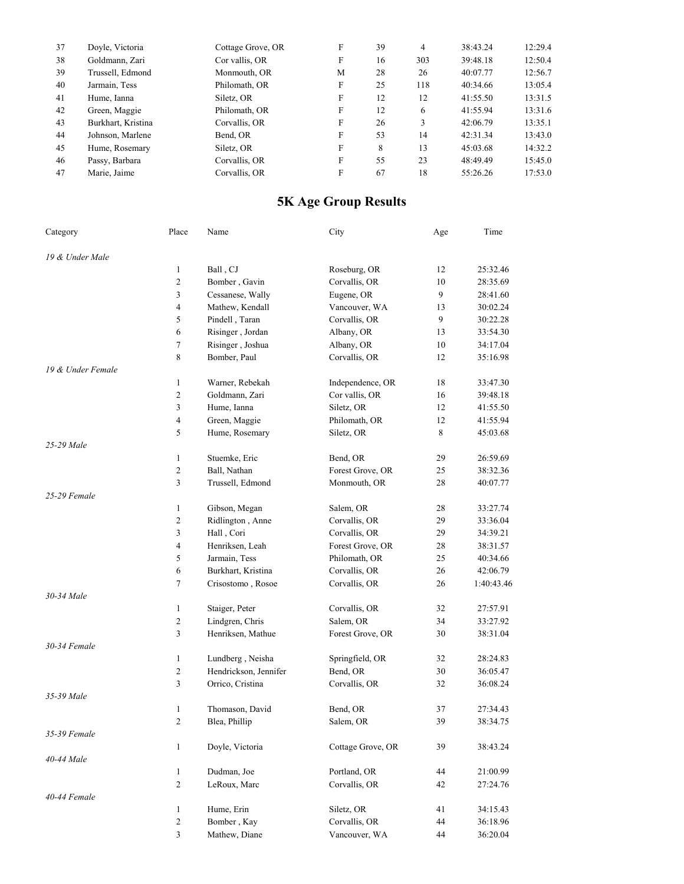| | | | | | | | |
|---|---|---|---|---|---|---|---|
| 37 | Doyle, Victoria | Cottage Grove, OR | F | 39 | 4 | 38:43.24 | 12:29.4 |
| 38 | Goldmann, Zari | Cor vallis, OR | F | 16 | 303 | 39:48.18 | 12:50.4 |
| 39 | Trussell, Edmond | Monmouth, OR | M | 28 | 26 | 40:07.77 | 12:56.7 |
| 40 | Jarmain, Tess | Philomath, OR | F | 25 | 118 | 40:34.66 | 13:05.4 |
| 41 | Hume, Ianna | Siletz, OR | F | 12 | 12 | 41:55.50 | 13:31.5 |
| 42 | Green, Maggie | Philomath, OR | F | 12 | 6 | 41:55.94 | 13:31.6 |
| 43 | Burkhart, Kristina | Corvallis, OR | F | 26 | 3 | 42:06.79 | 13:35.1 |
| 44 | Johnson, Marlene | Bend, OR | F | 53 | 14 | 42:31.34 | 13:43.0 |
| 45 | Hume, Rosemary | Siletz, OR | F | 8 | 13 | 45:03.68 | 14:32.2 |
| 46 | Passy, Barbara | Corvallis, OR | F | 55 | 23 | 48:49.49 | 15:45.0 |
| 47 | Marie, Jaime | Corvallis, OR | F | 67 | 18 | 55:26.26 | 17:53.0 |

# 5K Age Group Results

| Category | Place | Name | City | Age | Time |
|---|---|---|---|---|---|
| *19 & Under Male* | | | | | |
| | 1 | Ball , CJ | Roseburg, OR | 12 | 25:32.46 |
| | 2 | Bomber , Gavin | Corvallis, OR | 10 | 28:35.69 |
| | 3 | Cessanese, Wally | Eugene, OR | 9 | 28:41.60 |
| | 4 | Mathew, Kendall | Vancouver, WA | 13 | 30:02.24 |
| | 5 | Pindell , Taran | Corvallis, OR | 9 | 30:22.28 |
| | 6 | Risinger , Jordan | Albany, OR | 13 | 33:54.30 |
| | 7 | Risinger , Joshua | Albany, OR | 10 | 34:17.04 |
| | 8 | Bomber, Paul | Corvallis, OR | 12 | 35:16.98 |
| *19 & Under Female* | | | | | |
| | 1 | Warner, Rebekah | Independence, OR | 18 | 33:47.30 |
| | 2 | Goldmann, Zari | Cor vallis, OR | 16 | 39:48.18 |
| | 3 | Hume, Ianna | Siletz, OR | 12 | 41:55.50 |
| | 4 | Green, Maggie | Philomath, OR | 12 | 41:55.94 |
| | 5 | Hume, Rosemary | Siletz, OR | 8 | 45:03.68 |
| *25-29 Male* | | | | | |
| | 1 | Stuemke, Eric | Bend, OR | 29 | 26:59.69 |
| | 2 | Ball, Nathan | Forest Grove, OR | 25 | 38:32.36 |
| | 3 | Trussell, Edmond | Monmouth, OR | 28 | 40:07.77 |
| *25-29 Female* | | | | | |
| | 1 | Gibson, Megan | Salem, OR | 28 | 33:27.74 |
| | 2 | Ridlington , Anne | Corvallis, OR | 29 | 33:36.04 |
| | 3 | Hall , Cori | Corvallis, OR | 29 | 34:39.21 |
| | 4 | Henriksen, Leah | Forest Grove, OR | 28 | 38:31.57 |
| | 5 | Jarmain, Tess | Philomath, OR | 25 | 40:34.66 |
| | 6 | Burkhart, Kristina | Corvallis, OR | 26 | 42:06.79 |
| | 7 | Crisostomo , Rosoe | Corvallis, OR | 26 | 1:40:43.46 |
| *30-34 Male* | | | | | |
| | 1 | Staiger, Peter | Corvallis, OR | 32 | 27:57.91 |
| | 2 | Lindgren, Chris | Salem, OR | 34 | 33:27.92 |
| | 3 | Henriksen, Mathue | Forest Grove, OR | 30 | 38:31.04 |
| *30-34 Female* | | | | | |
| | 1 | Lundberg , Neisha | Springfield, OR | 32 | 28:24.83 |
| | 2 | Hendrickson, Jennifer | Bend, OR | 30 | 36:05.47 |
| | 3 | Orrico, Cristina | Corvallis, OR | 32 | 36:08.24 |
| *35-39 Male* | | | | | |
| | 1 | Thomason, David | Bend, OR | 37 | 27:34.43 |
| | 2 | Blea, Phillip | Salem, OR | 39 | 38:34.75 |
| *35-39 Female* | | | | | |
| | 1 | Doyle, Victoria | Cottage Grove, OR | 39 | 38:43.24 |
| *40-44 Male* | | | | | |
| | 1 | Dudman, Joe | Portland, OR | 44 | 21:00.99 |
| | 2 | LeRoux, Marc | Corvallis, OR | 42 | 27:24.76 |
| *40-44 Female* | | | | | |
| | 1 | Hume, Erin | Siletz, OR | 41 | 34:15.43 |
| | 2 | Bomber , Kay | Corvallis, OR | 44 | 36:18.96 |
| | 3 | Mathew, Diane | Vancouver, WA | 44 | 36:20.04 |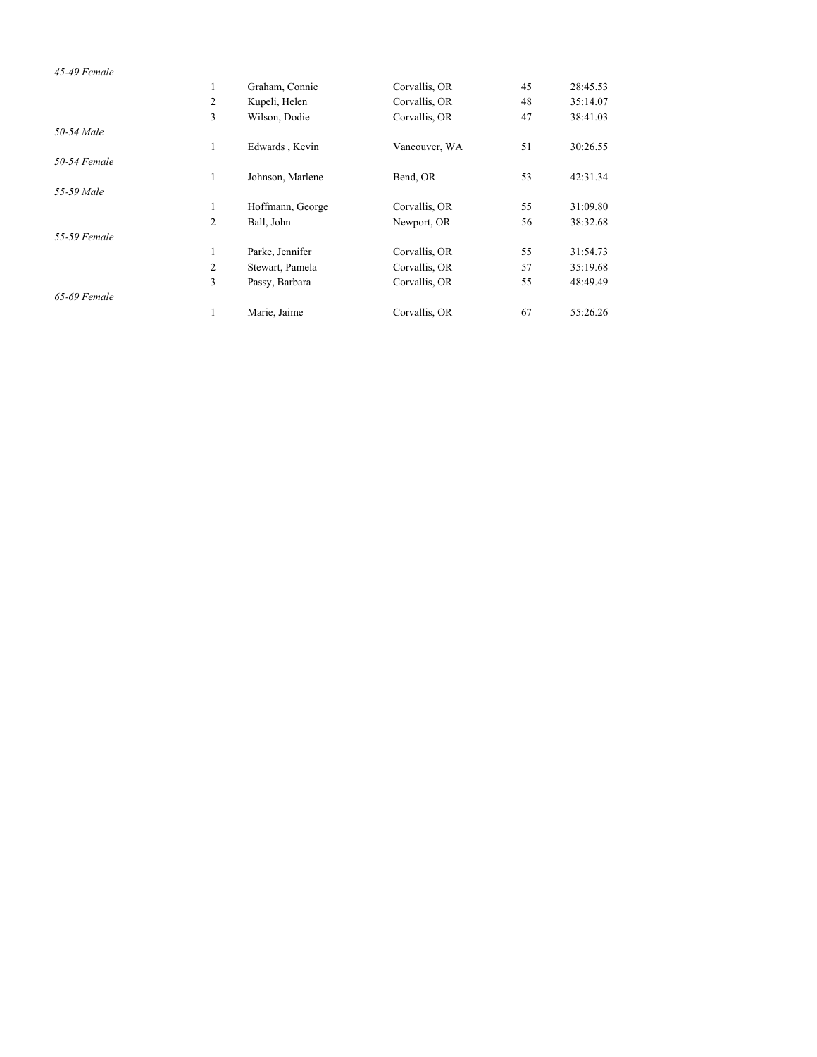*45-49 Female*

| | | | | | |
|---|---|---|---|---|---|
| | 1 | Graham, Connie | Corvallis, OR | 45 | 28:45.53 |
| | 2 | Kupeli, Helen | Corvallis, OR | 48 | 35:14.07 |
| | 3 | Wilson, Dodie | Corvallis, OR | 47 | 38:41.03 |
| *50-54 Male* | | | | | |
| | 1 | Edwards , Kevin | Vancouver, WA | 51 | 30:26.55 |
| *50-54 Female* | | | | | |
| | 1 | Johnson, Marlene | Bend, OR | 53 | 42:31.34 |
| *55-59 Male* | | | | | |
| | 1 | Hoffmann, George | Corvallis, OR | 55 | 31:09.80 |
| | 2 | Ball, John | Newport, OR | 56 | 38:32.68 |
| *55-59 Female* | | | | | |
| | 1 | Parke, Jennifer | Corvallis, OR | 55 | 31:54.73 |
| | 2 | Stewart, Pamela | Corvallis, OR | 57 | 35:19.68 |
| | 3 | Passy, Barbara | Corvallis, OR | 55 | 48:49.49 |
| *65-69 Female* | | | | | |
| | 1 | Marie, Jaime | Corvallis, OR | 67 | 55:26.26 |